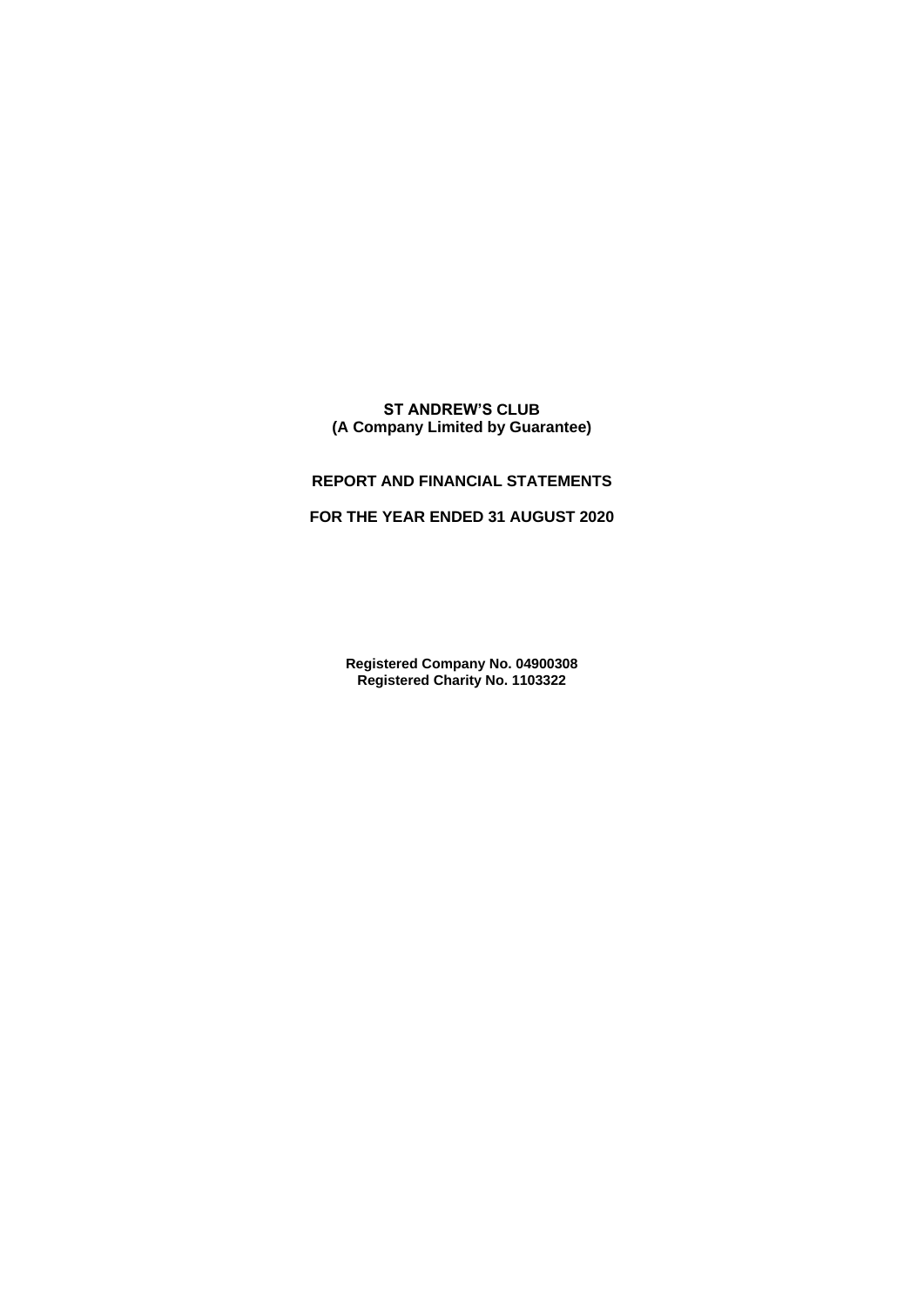**ST ANDREW'S CLUB**
**(A Company Limited by Guarantee)**

**REPORT AND FINANCIAL STATEMENTS**

**FOR THE YEAR ENDED 31 AUGUST 2020**

**Registered Company No. 04900308**
**Registered Charity No. 1103322**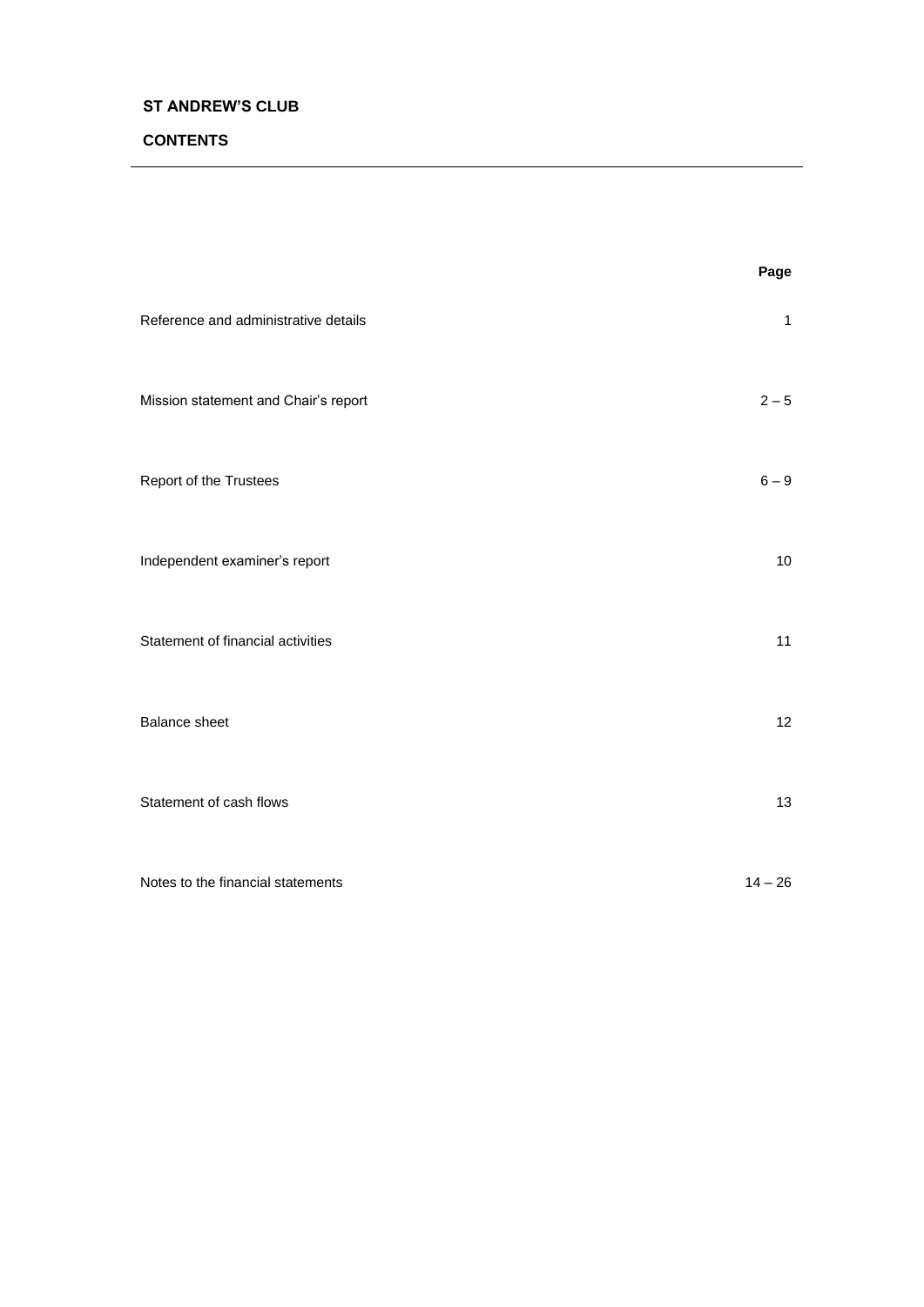**ST ANDREW'S CLUB**

**CONTENTS**

| | Page |
|---|---|
| Reference and administrative details | 1 |
| Mission statement and Chair's report | 2 – 5 |
| Report of the Trustees | 6 – 9 |
| Independent examiner's report | 10 |
| Statement of financial activities | 11 |
| Balance sheet | 12 |
| Statement of cash flows | 13 |
| Notes to the financial statements | 14 – 26 |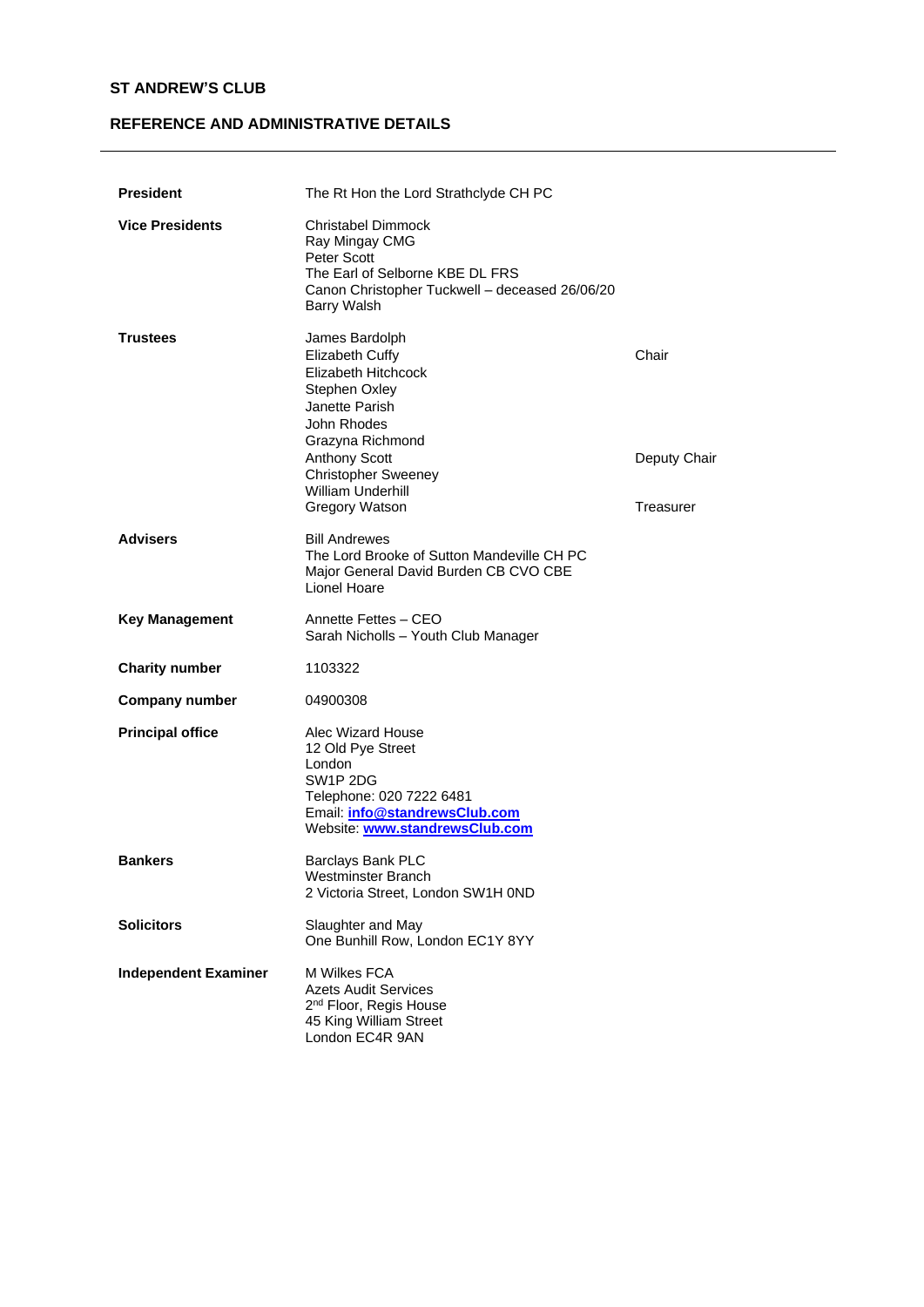**ST ANDREW'S CLUB**

**REFERENCE AND ADMINISTRATIVE DETAILS**

---

| | | |
|---|---|---|
| **President** | The Rt Hon the Lord Strathclyde CH PC | |
| **Vice Presidents** | Christabel Dimmock<br>Ray Mingay CMG<br>Peter Scott<br>The Earl of Selborne KBE DL FRS<br>Canon Christopher Tuckwell – deceased 26/06/20<br>Barry Walsh | |
| **Trustees** | James Bardolph | |
| | Elizabeth Cuffy | Chair |
| | Elizabeth Hitchcock | |
| | Stephen Oxley | |
| | Janette Parish | |
| | John Rhodes | |
| | Grazyna Richmond | |
| | Anthony Scott | Deputy Chair |
| | Christopher Sweeney | |
| | William Underhill | |
| | Gregory Watson | Treasurer |
| **Advisers** | Bill Andrewes<br>The Lord Brooke of Sutton Mandeville CH PC<br>Major General David Burden CB CVO CBE<br>Lionel Hoare | |
| **Key Management** | Annette Fettes – CEO<br>Sarah Nicholls – Youth Club Manager | |
| **Charity number** | 1103322 | |
| **Company number** | 04900308 | |
| **Principal office** | Alec Wizard House<br>12 Old Pye Street<br>London<br>SW1P 2DG<br>Telephone: 020 7222 6481<br>Email: **info@standrewsClub.com**<br>Website: **www.standrewsClub.com** | |
| **Bankers** | Barclays Bank PLC<br>Westminster Branch<br>2 Victoria Street, London SW1H 0ND | |
| **Solicitors** | Slaughter and May<br>One Bunhill Row, London EC1Y 8YY | |
| **Independent Examiner** | M Wilkes FCA<br>Azets Audit Services<br>2nd Floor, Regis House<br>45 King William Street<br>London EC4R 9AN | |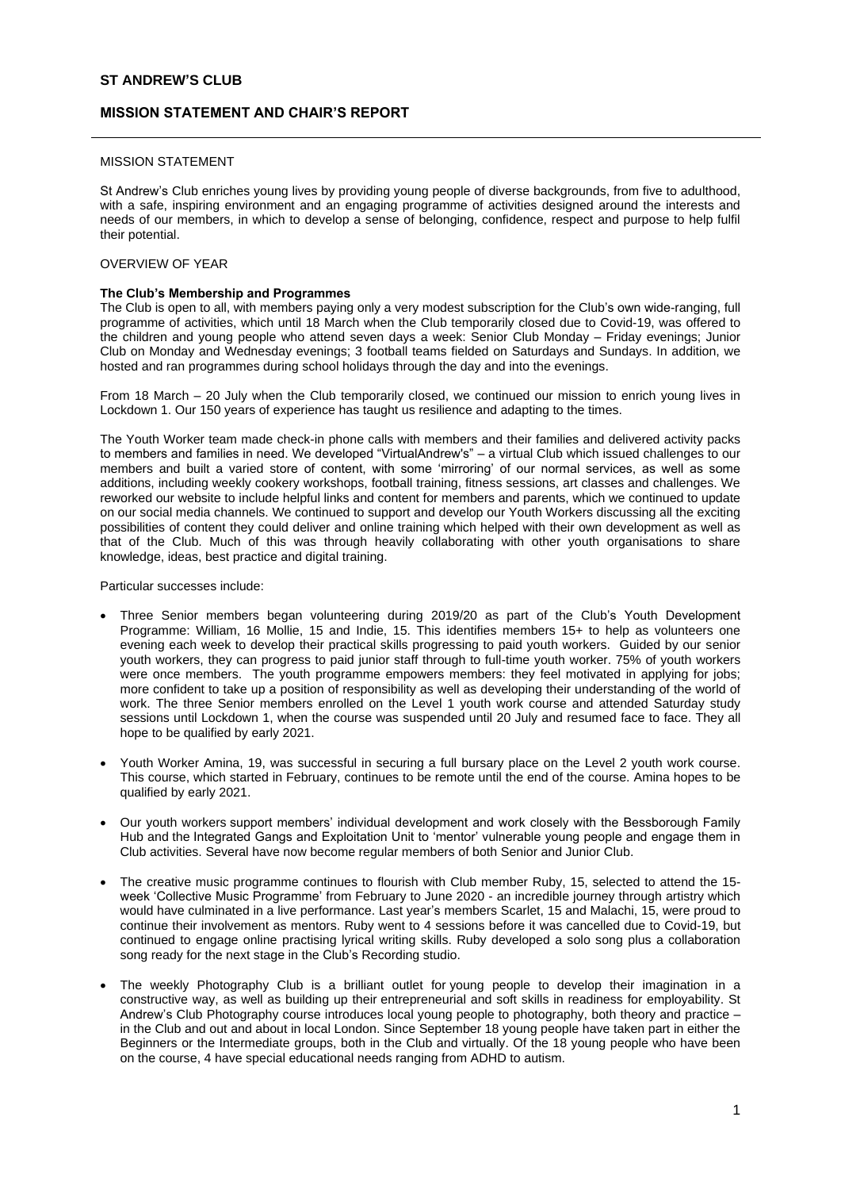# ST ANDREW'S CLUB

## MISSION STATEMENT AND CHAIR'S REPORT

MISSION STATEMENT

St Andrew's Club enriches young lives by providing young people of diverse backgrounds, from five to adulthood, with a safe, inspiring environment and an engaging programme of activities designed around the interests and needs of our members, in which to develop a sense of belonging, confidence, respect and purpose to help fulfil their potential.

OVERVIEW OF YEAR

**The Club's Membership and Programmes**

The Club is open to all, with members paying only a very modest subscription for the Club's own wide-ranging, full programme of activities, which until 18 March when the Club temporarily closed due to Covid-19, was offered to the children and young people who attend seven days a week: Senior Club Monday – Friday evenings; Junior Club on Monday and Wednesday evenings; 3 football teams fielded on Saturdays and Sundays. In addition, we hosted and ran programmes during school holidays through the day and into the evenings.

From 18 March – 20 July when the Club temporarily closed, we continued our mission to enrich young lives in Lockdown 1. Our 150 years of experience has taught us resilience and adapting to the times.

The Youth Worker team made check-in phone calls with members and their families and delivered activity packs to members and families in need. We developed "VirtualAndrew's" – a virtual Club which issued challenges to our members and built a varied store of content, with some 'mirroring' of our normal services, as well as some additions, including weekly cookery workshops, football training, fitness sessions, art classes and challenges. We reworked our website to include helpful links and content for members and parents, which we continued to update on our social media channels. We continued to support and develop our Youth Workers discussing all the exciting possibilities of content they could deliver and online training which helped with their own development as well as that of the Club. Much of this was through heavily collaborating with other youth organisations to share knowledge, ideas, best practice and digital training.

Particular successes include:

- Three Senior members began volunteering during 2019/20 as part of the Club's Youth Development Programme: William, 16 Mollie, 15 and Indie, 15. This identifies members 15+ to help as volunteers one evening each week to develop their practical skills progressing to paid youth workers. Guided by our senior youth workers, they can progress to paid junior staff through to full-time youth worker. 75% of youth workers were once members. The youth programme empowers members: they feel motivated in applying for jobs; more confident to take up a position of responsibility as well as developing their understanding of the world of work. The three Senior members enrolled on the Level 1 youth work course and attended Saturday study sessions until Lockdown 1, when the course was suspended until 20 July and resumed face to face. They all hope to be qualified by early 2021.

- Youth Worker Amina, 19, was successful in securing a full bursary place on the Level 2 youth work course. This course, which started in February, continues to be remote until the end of the course. Amina hopes to be qualified by early 2021.

- Our youth workers support members' individual development and work closely with the Bessborough Family Hub and the Integrated Gangs and Exploitation Unit to 'mentor' vulnerable young people and engage them in Club activities. Several have now become regular members of both Senior and Junior Club.

- The creative music programme continues to flourish with Club member Ruby, 15, selected to attend the 15-week 'Collective Music Programme' from February to June 2020 - an incredible journey through artistry which would have culminated in a live performance. Last year's members Scarlet, 15 and Malachi, 15, were proud to continue their involvement as mentors. Ruby went to 4 sessions before it was cancelled due to Covid-19, but continued to engage online practising lyrical writing skills. Ruby developed a solo song plus a collaboration song ready for the next stage in the Club's Recording studio.

- The weekly Photography Club is a brilliant outlet for young people to develop their imagination in a constructive way, as well as building up their entrepreneurial and soft skills in readiness for employability. St Andrew's Club Photography course introduces local young people to photography, both theory and practice – in the Club and out and about in local London. Since September 18 young people have taken part in either the Beginners or the Intermediate groups, both in the Club and virtually. Of the 18 young people who have been on the course, 4 have special educational needs ranging from ADHD to autism.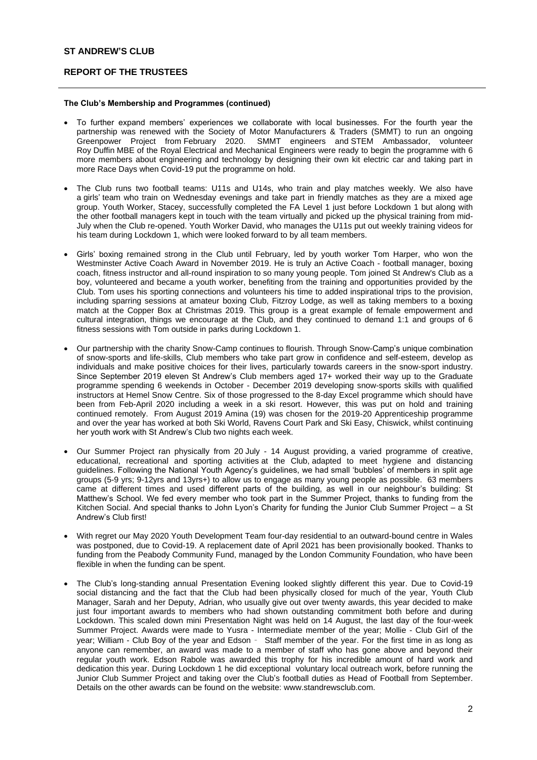**The Club's Membership and Programmes (continued)**

- To further expand members' experiences we collaborate with local businesses. For the fourth year the partnership was renewed with the Society of Motor Manufacturers & Traders (SMMT) to run an ongoing Greenpower Project from February 2020. SMMT engineers and STEM Ambassador, volunteer Roy Duffin MBE of the Royal Electrical and Mechanical Engineers were ready to begin the programme with 6 more members about engineering and technology by designing their own kit electric car and taking part in more Race Days when Covid-19 put the programme on hold.

- The Club runs two football teams: U11s and U14s, who train and play matches weekly. We also have a girls' team who train on Wednesday evenings and take part in friendly matches as they are a mixed age group. Youth Worker, Stacey, successfully completed the FA Level 1 just before Lockdown 1 but along with the other football managers kept in touch with the team virtually and picked up the physical training from mid-July when the Club re-opened. Youth Worker David, who manages the U11s put out weekly training videos for his team during Lockdown 1, which were looked forward to by all team members.

- Girls' boxing remained strong in the Club until February, led by youth worker Tom Harper, who won the Westminster Active Coach Award in November 2019. He is truly an Active Coach - football manager, boxing coach, fitness instructor and all-round inspiration to so many young people. Tom joined St Andrew's Club as a boy, volunteered and became a youth worker, benefiting from the training and opportunities provided by the Club. Tom uses his sporting connections and volunteers his time to added inspirational trips to the provision, including sparring sessions at amateur boxing Club, Fitzroy Lodge, as well as taking members to a boxing match at the Copper Box at Christmas 2019. This group is a great example of female empowerment and cultural integration, things we encourage at the Club, and they continued to demand 1:1 and groups of 6 fitness sessions with Tom outside in parks during Lockdown 1.

- Our partnership with the charity Snow-Camp continues to flourish. Through Snow-Camp's unique combination of snow-sports and life-skills, Club members who take part grow in confidence and self-esteem, develop as individuals and make positive choices for their lives, particularly towards careers in the snow-sport industry. Since September 2019 eleven St Andrew's Club members aged 17+ worked their way up to the Graduate programme spending 6 weekends in October - December 2019 developing snow-sports skills with qualified instructors at Hemel Snow Centre. Six of those progressed to the 8-day Excel programme which should have been from Feb-April 2020 including a week in a ski resort. However, this was put on hold and training continued remotely. From August 2019 Amina (19) was chosen for the 2019-20 Apprenticeship programme and over the year has worked at both Ski World, Ravens Court Park and Ski Easy, Chiswick, whilst continuing her youth work with St Andrew's Club two nights each week.

- Our Summer Project ran physically from 20 July - 14 August providing, a varied programme of creative, educational, recreational and sporting activities at the Club, adapted to meet hygiene and distancing guidelines. Following the National Youth Agency's guidelines, we had small 'bubbles' of members in split age groups (5-9 yrs; 9-12yrs and 13yrs+) to allow us to engage as many young people as possible. 63 members came at different times and used different parts of the building, as well in our neighbour's building: St Matthew's School. We fed every member who took part in the Summer Project, thanks to funding from the Kitchen Social. And special thanks to John Lyon's Charity for funding the Junior Club Summer Project – a St Andrew's Club first!

- With regret our May 2020 Youth Development Team four-day residential to an outward-bound centre in Wales was postponed, due to Covid-19. A replacement date of April 2021 has been provisionally booked. Thanks to funding from the Peabody Community Fund, managed by the London Community Foundation, who have been flexible in when the funding can be spent.

- The Club's long-standing annual Presentation Evening looked slightly different this year. Due to Covid-19 social distancing and the fact that the Club had been physically closed for much of the year, Youth Club Manager, Sarah and her Deputy, Adrian, who usually give out over twenty awards, this year decided to make just four important awards to members who had shown outstanding commitment both before and during Lockdown. This scaled down mini Presentation Night was held on 14 August, the last day of the four-week Summer Project. Awards were made to Yusra - Intermediate member of the year; Mollie - Club Girl of the year; William - Club Boy of the year and Edson - Staff member of the year. For the first time in as long as anyone can remember, an award was made to a member of staff who has gone above and beyond their regular youth work. Edson Rabole was awarded this trophy for his incredible amount of hard work and dedication this year. During Lockdown 1 he did exceptional voluntary local outreach work, before running the Junior Club Summer Project and taking over the Club's football duties as Head of Football from September. Details on the other awards can be found on the website: www.standrewsclub.com.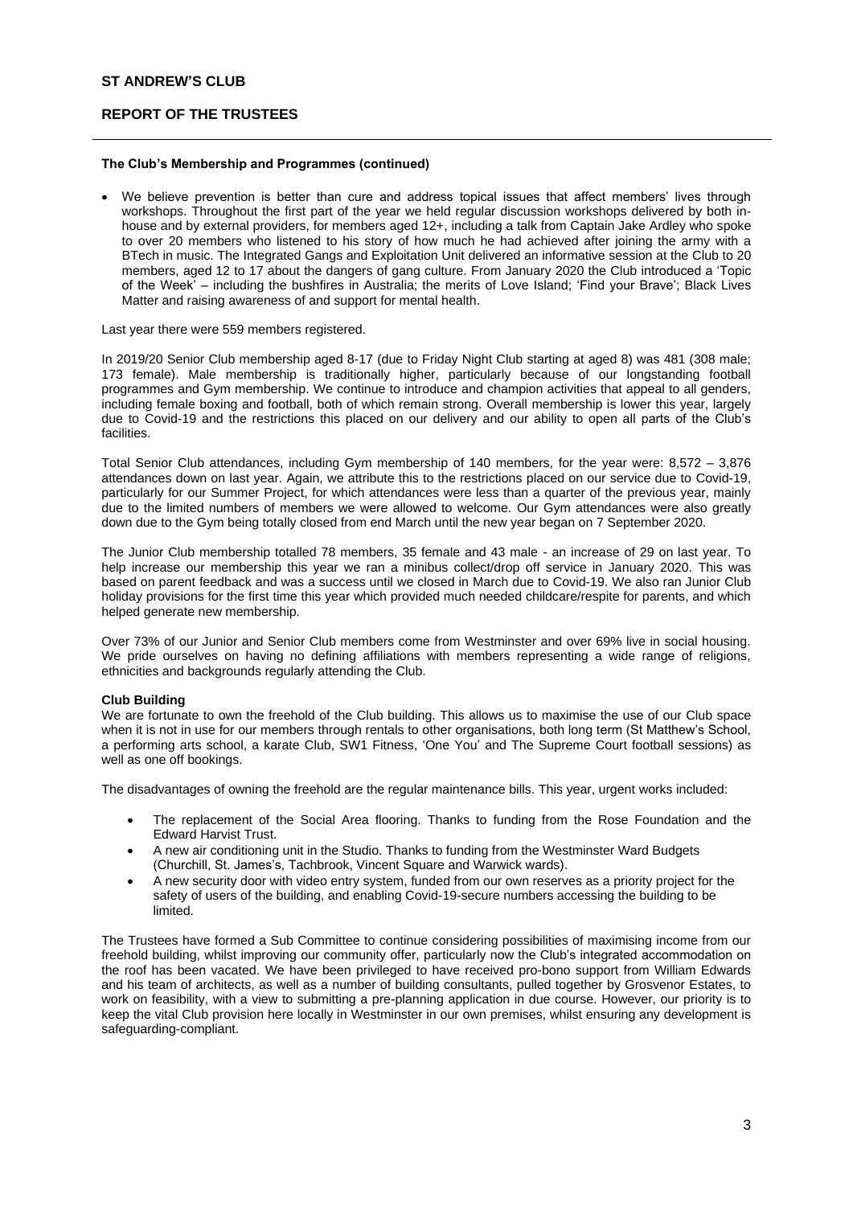#### The Club's Membership and Programmes (continued)

- We believe prevention is better than cure and address topical issues that affect members' lives through workshops. Throughout the first part of the year we held regular discussion workshops delivered by both in-house and by external providers, for members aged 12+, including a talk from Captain Jake Ardley who spoke to over 20 members who listened to his story of how much he had achieved after joining the army with a BTech in music. The Integrated Gangs and Exploitation Unit delivered an informative session at the Club to 20 members, aged 12 to 17 about the dangers of gang culture. From January 2020 the Club introduced a 'Topic of the Week' – including the bushfires in Australia; the merits of Love Island; 'Find your Brave'; Black Lives Matter and raising awareness of and support for mental health.

Last year there were 559 members registered.

In 2019/20 Senior Club membership aged 8-17 (due to Friday Night Club starting at aged 8) was 481 (308 male; 173 female). Male membership is traditionally higher, particularly because of our longstanding football programmes and Gym membership. We continue to introduce and champion activities that appeal to all genders, including female boxing and football, both of which remain strong. Overall membership is lower this year, largely due to Covid-19 and the restrictions this placed on our delivery and our ability to open all parts of the Club's facilities.

Total Senior Club attendances, including Gym membership of 140 members, for the year were: 8,572 – 3,876 attendances down on last year. Again, we attribute this to the restrictions placed on our service due to Covid-19, particularly for our Summer Project, for which attendances were less than a quarter of the previous year, mainly due to the limited numbers of members we were allowed to welcome. Our Gym attendances were also greatly down due to the Gym being totally closed from end March until the new year began on 7 September 2020.

The Junior Club membership totalled 78 members, 35 female and 43 male - an increase of 29 on last year. To help increase our membership this year we ran a minibus collect/drop off service in January 2020. This was based on parent feedback and was a success until we closed in March due to Covid-19. We also ran Junior Club holiday provisions for the first time this year which provided much needed childcare/respite for parents, and which helped generate new membership.

Over 73% of our Junior and Senior Club members come from Westminster and over 69% live in social housing. We pride ourselves on having no defining affiliations with members representing a wide range of religions, ethnicities and backgrounds regularly attending the Club.

#### Club Building

We are fortunate to own the freehold of the Club building. This allows us to maximise the use of our Club space when it is not in use for our members through rentals to other organisations, both long term (St Matthew's School, a performing arts school, a karate Club, SW1 Fitness, 'One You' and The Supreme Court football sessions) as well as one off bookings.

The disadvantages of owning the freehold are the regular maintenance bills. This year, urgent works included:

- The replacement of the Social Area flooring. Thanks to funding from the Rose Foundation and the Edward Harvist Trust.
- A new air conditioning unit in the Studio. Thanks to funding from the Westminster Ward Budgets (Churchill, St. James's, Tachbrook, Vincent Square and Warwick wards).
- A new security door with video entry system, funded from our own reserves as a priority project for the safety of users of the building, and enabling Covid-19-secure numbers accessing the building to be limited.

The Trustees have formed a Sub Committee to continue considering possibilities of maximising income from our freehold building, whilst improving our community offer, particularly now the Club's integrated accommodation on the roof has been vacated. We have been privileged to have received pro-bono support from William Edwards and his team of architects, as well as a number of building consultants, pulled together by Grosvenor Estates, to work on feasibility, with a view to submitting a pre-planning application in due course. However, our priority is to keep the vital Club provision here locally in Westminster in our own premises, whilst ensuring any development is safeguarding-compliant.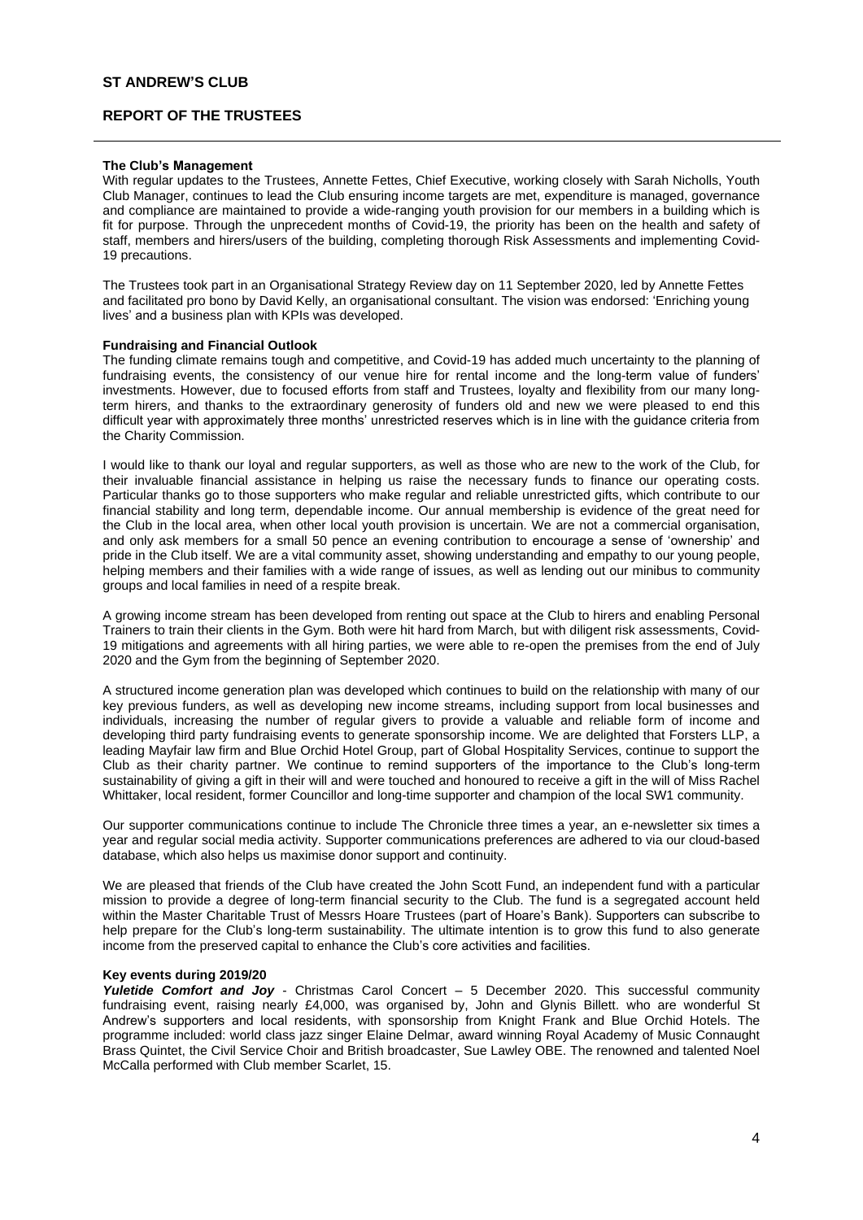# ST ANDREW'S CLUB

## REPORT OF THE TRUSTEES

**The Club's Management**
With regular updates to the Trustees, Annette Fettes, Chief Executive, working closely with Sarah Nicholls, Youth Club Manager, continues to lead the Club ensuring income targets are met, expenditure is managed, governance and compliance are maintained to provide a wide-ranging youth provision for our members in a building which is fit for purpose. Through the unprecedent months of Covid-19, the priority has been on the health and safety of staff, members and hirers/users of the building, completing thorough Risk Assessments and implementing Covid-19 precautions.

The Trustees took part in an Organisational Strategy Review day on 11 September 2020, led by Annette Fettes and facilitated pro bono by David Kelly, an organisational consultant. The vision was endorsed: 'Enriching young lives' and a business plan with KPIs was developed.

**Fundraising and Financial Outlook**
The funding climate remains tough and competitive, and Covid-19 has added much uncertainty to the planning of fundraising events, the consistency of our venue hire for rental income and the long-term value of funders' investments. However, due to focused efforts from staff and Trustees, loyalty and flexibility from our many long-term hirers, and thanks to the extraordinary generosity of funders old and new we were pleased to end this difficult year with approximately three months' unrestricted reserves which is in line with the guidance criteria from the Charity Commission.

I would like to thank our loyal and regular supporters, as well as those who are new to the work of the Club, for their invaluable financial assistance in helping us raise the necessary funds to finance our operating costs. Particular thanks go to those supporters who make regular and reliable unrestricted gifts, which contribute to our financial stability and long term, dependable income. Our annual membership is evidence of the great need for the Club in the local area, when other local youth provision is uncertain. We are not a commercial organisation, and only ask members for a small 50 pence an evening contribution to encourage a sense of 'ownership' and pride in the Club itself. We are a vital community asset, showing understanding and empathy to our young people, helping members and their families with a wide range of issues, as well as lending out our minibus to community groups and local families in need of a respite break.

A growing income stream has been developed from renting out space at the Club to hirers and enabling Personal Trainers to train their clients in the Gym. Both were hit hard from March, but with diligent risk assessments, Covid-19 mitigations and agreements with all hiring parties, we were able to re-open the premises from the end of July 2020 and the Gym from the beginning of September 2020.

A structured income generation plan was developed which continues to build on the relationship with many of our key previous funders, as well as developing new income streams, including support from local businesses and individuals, increasing the number of regular givers to provide a valuable and reliable form of income and developing third party fundraising events to generate sponsorship income. We are delighted that Forsters LLP, a leading Mayfair law firm and Blue Orchid Hotel Group, part of Global Hospitality Services, continue to support the Club as their charity partner. We continue to remind supporters of the importance to the Club's long-term sustainability of giving a gift in their will and were touched and honoured to receive a gift in the will of Miss Rachel Whittaker, local resident, former Councillor and long-time supporter and champion of the local SW1 community.

Our supporter communications continue to include The Chronicle three times a year, an e-newsletter six times a year and regular social media activity. Supporter communications preferences are adhered to via our cloud-based database, which also helps us maximise donor support and continuity.

We are pleased that friends of the Club have created the John Scott Fund, an independent fund with a particular mission to provide a degree of long-term financial security to the Club. The fund is a segregated account held within the Master Charitable Trust of Messrs Hoare Trustees (part of Hoare's Bank). Supporters can subscribe to help prepare for the Club's long-term sustainability. The ultimate intention is to grow this fund to also generate income from the preserved capital to enhance the Club's core activities and facilities.

**Key events during 2019/20**
***Yuletide Comfort and Joy*** - Christmas Carol Concert – 5 December 2020. This successful community fundraising event, raising nearly £4,000, was organised by, John and Glynis Billett. who are wonderful St Andrew's supporters and local residents, with sponsorship from Knight Frank and Blue Orchid Hotels. The programme included: world class jazz singer Elaine Delmar, award winning Royal Academy of Music Connaught Brass Quintet, the Civil Service Choir and British broadcaster, Sue Lawley OBE. The renowned and talented Noel McCalla performed with Club member Scarlet, 15.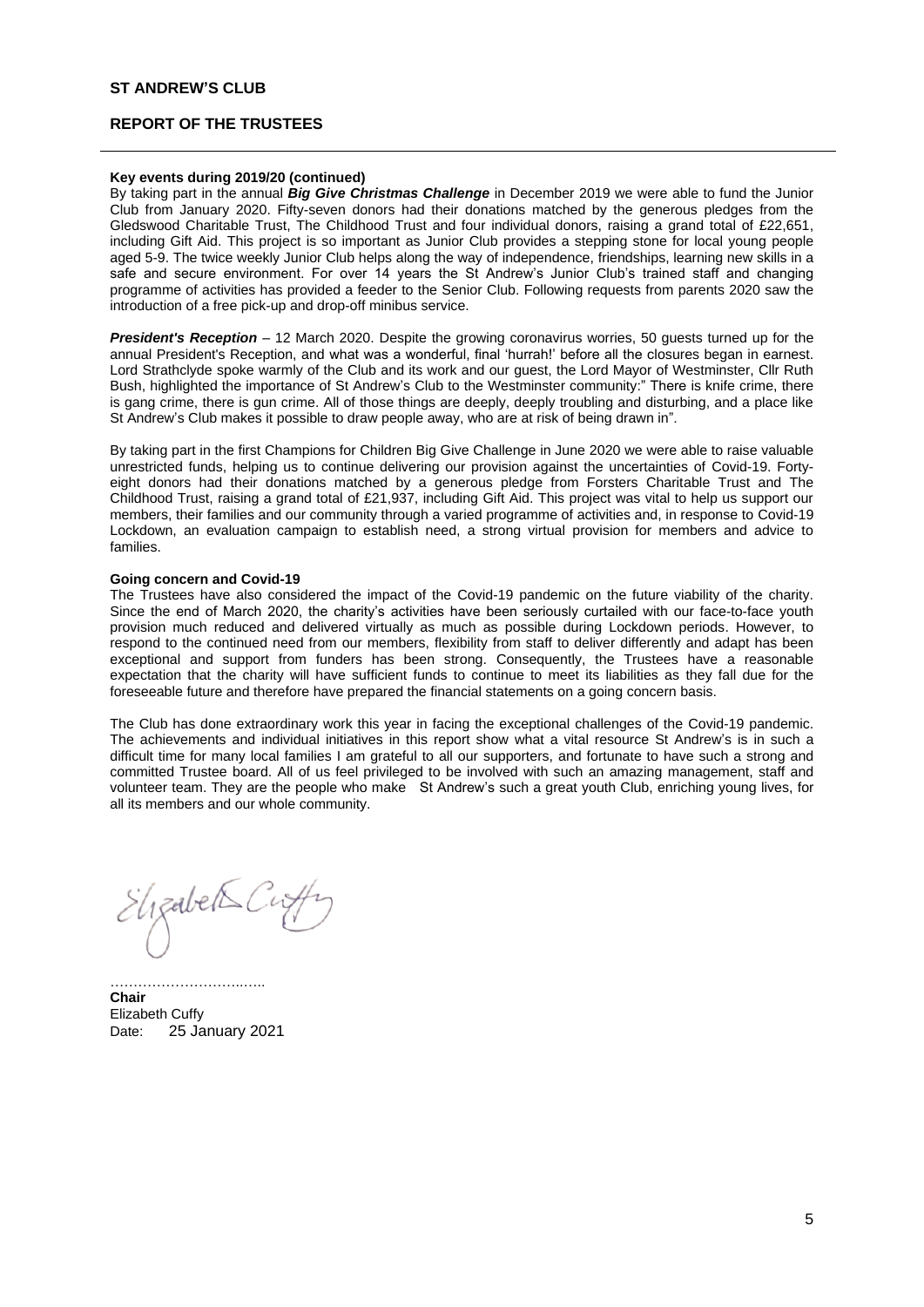**Key events during 2019/20 (continued)**

By taking part in the annual ***Big Give Christmas Challenge*** in December 2019 we were able to fund the Junior Club from January 2020. Fifty-seven donors had their donations matched by the generous pledges from the Gledswood Charitable Trust, The Childhood Trust and four individual donors, raising a grand total of £22,651, including Gift Aid. This project is so important as Junior Club provides a stepping stone for local young people aged 5-9. The twice weekly Junior Club helps along the way of independence, friendships, learning new skills in a safe and secure environment. For over 14 years the St Andrew's Junior Club's trained staff and changing programme of activities has provided a feeder to the Senior Club. Following requests from parents 2020 saw the introduction of a free pick-up and drop-off minibus service.

***President's Reception*** – 12 March 2020. Despite the growing coronavirus worries, 50 guests turned up for the annual President's Reception, and what was a wonderful, final 'hurrah!' before all the closures began in earnest. Lord Strathclyde spoke warmly of the Club and its work and our guest, the Lord Mayor of Westminster, Cllr Ruth Bush, highlighted the importance of St Andrew's Club to the Westminster community:" There is knife crime, there is gang crime, there is gun crime. All of those things are deeply, deeply troubling and disturbing, and a place like St Andrew's Club makes it possible to draw people away, who are at risk of being drawn in".

By taking part in the first Champions for Children Big Give Challenge in June 2020 we were able to raise valuable unrestricted funds, helping us to continue delivering our provision against the uncertainties of Covid-19. Forty-eight donors had their donations matched by a generous pledge from Forsters Charitable Trust and The Childhood Trust, raising a grand total of £21,937, including Gift Aid. This project was vital to help us support our members, their families and our community through a varied programme of activities and, in response to Covid-19 Lockdown, an evaluation campaign to establish need, a strong virtual provision for members and advice to families.

**Going concern and Covid-19**

The Trustees have also considered the impact of the Covid-19 pandemic on the future viability of the charity. Since the end of March 2020, the charity's activities have been seriously curtailed with our face-to-face youth provision much reduced and delivered virtually as much as possible during Lockdown periods. However, to respond to the continued need from our members, flexibility from staff to deliver differently and adapt has been exceptional and support from funders has been strong. Consequently, the Trustees have a reasonable expectation that the charity will have sufficient funds to continue to meet its liabilities as they fall due for the foreseeable future and therefore have prepared the financial statements on a going concern basis.

The Club has done extraordinary work this year in facing the exceptional challenges of the Covid-19 pandemic. The achievements and individual initiatives in this report show what a vital resource St Andrew's is in such a difficult time for many local families I am grateful to all our supporters, and fortunate to have such a strong and committed Trustee board. All of us feel privileged to be involved with such an amazing management, staff and volunteer team. They are the people who make St Andrew's such a great youth Club, enriching young lives, for all its members and our whole community.

Elizabeth Cuffy

…………………………..

**Chair**
Elizabeth Cuffy
Date: 25 January 2021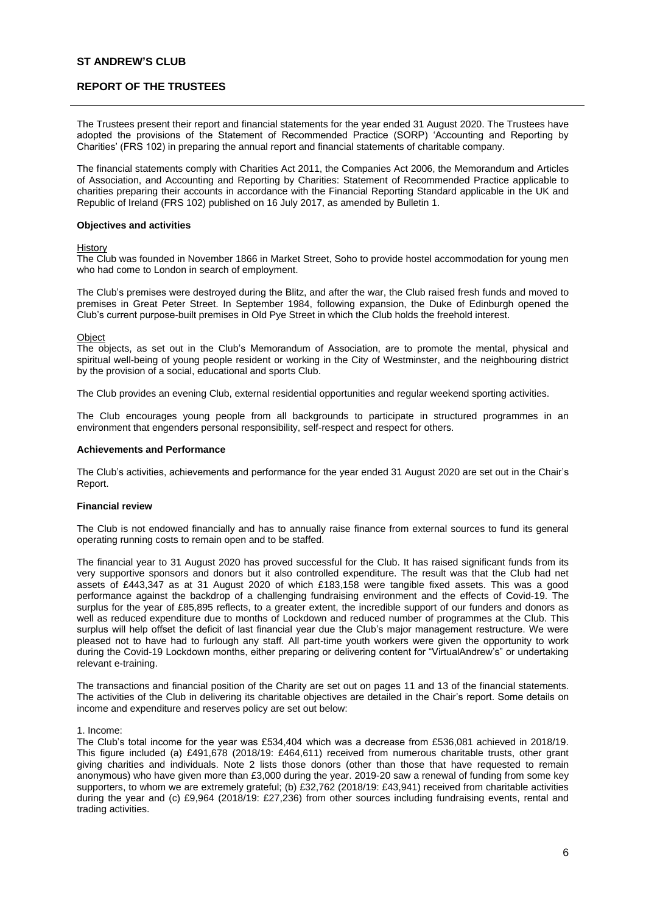**ST ANDREW'S CLUB**

**REPORT OF THE TRUSTEES**

The Trustees present their report and financial statements for the year ended 31 August 2020. The Trustees have adopted the provisions of the Statement of Recommended Practice (SORP) 'Accounting and Reporting by Charities' (FRS 102) in preparing the annual report and financial statements of charitable company.

The financial statements comply with Charities Act 2011, the Companies Act 2006, the Memorandum and Articles of Association, and Accounting and Reporting by Charities: Statement of Recommended Practice applicable to charities preparing their accounts in accordance with the Financial Reporting Standard applicable in the UK and Republic of Ireland (FRS 102) published on 16 July 2017, as amended by Bulletin 1.

**Objectives and activities**

History

The Club was founded in November 1866 in Market Street, Soho to provide hostel accommodation for young men who had come to London in search of employment.

The Club's premises were destroyed during the Blitz, and after the war, the Club raised fresh funds and moved to premises in Great Peter Street. In September 1984, following expansion, the Duke of Edinburgh opened the Club's current purpose-built premises in Old Pye Street in which the Club holds the freehold interest.

Object

The objects, as set out in the Club's Memorandum of Association, are to promote the mental, physical and spiritual well-being of young people resident or working in the City of Westminster, and the neighbouring district by the provision of a social, educational and sports Club.

The Club provides an evening Club, external residential opportunities and regular weekend sporting activities.

The Club encourages young people from all backgrounds to participate in structured programmes in an environment that engenders personal responsibility, self-respect and respect for others.

**Achievements and Performance**

The Club's activities, achievements and performance for the year ended 31 August 2020 are set out in the Chair's Report.

**Financial review**

The Club is not endowed financially and has to annually raise finance from external sources to fund its general operating running costs to remain open and to be staffed.

The financial year to 31 August 2020 has proved successful for the Club. It has raised significant funds from its very supportive sponsors and donors but it also controlled expenditure. The result was that the Club had net assets of £443,347 as at 31 August 2020 of which £183,158 were tangible fixed assets. This was a good performance against the backdrop of a challenging fundraising environment and the effects of Covid-19. The surplus for the year of £85,895 reflects, to a greater extent, the incredible support of our funders and donors as well as reduced expenditure due to months of Lockdown and reduced number of programmes at the Club. This surplus will help offset the deficit of last financial year due the Club's major management restructure. We were pleased not to have had to furlough any staff. All part-time youth workers were given the opportunity to work during the Covid-19 Lockdown months, either preparing or delivering content for "VirtualAndrew's" or undertaking relevant e-training.

The transactions and financial position of the Charity are set out on pages 11 and 13 of the financial statements. The activities of the Club in delivering its charitable objectives are detailed in the Chair's report. Some details on income and expenditure and reserves policy are set out below:

1. Income:

The Club's total income for the year was £534,404 which was a decrease from £536,081 achieved in 2018/19. This figure included (a) £491,678 (2018/19: £464,611) received from numerous charitable trusts, other grant giving charities and individuals. Note 2 lists those donors (other than those that have requested to remain anonymous) who have given more than £3,000 during the year. 2019-20 saw a renewal of funding from some key supporters, to whom we are extremely grateful; (b) £32,762 (2018/19: £43,941) received from charitable activities during the year and (c) £9,964 (2018/19: £27,236) from other sources including fundraising events, rental and trading activities.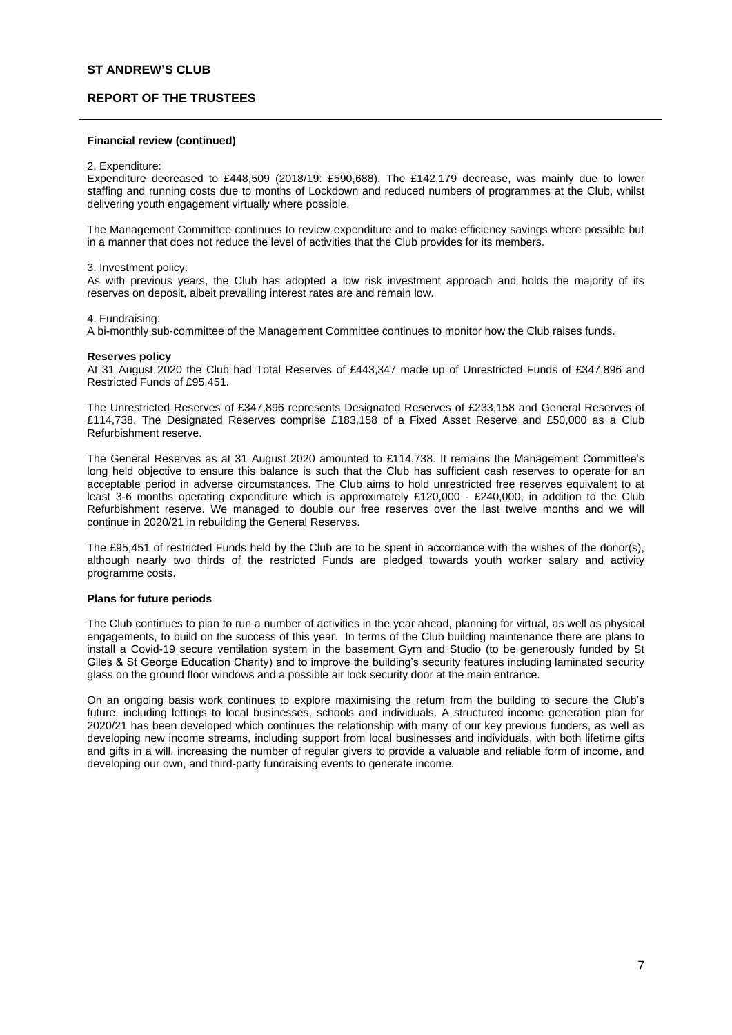**Financial review (continued)**

2. Expenditure:
Expenditure decreased to £448,509 (2018/19: £590,688). The £142,179 decrease, was mainly due to lower staffing and running costs due to months of Lockdown and reduced numbers of programmes at the Club, whilst delivering youth engagement virtually where possible.

The Management Committee continues to review expenditure and to make efficiency savings where possible but in a manner that does not reduce the level of activities that the Club provides for its members.

3. Investment policy:
As with previous years, the Club has adopted a low risk investment approach and holds the majority of its reserves on deposit, albeit prevailing interest rates are and remain low.

4. Fundraising:
A bi-monthly sub-committee of the Management Committee continues to monitor how the Club raises funds.

**Reserves policy**

At 31 August 2020 the Club had Total Reserves of £443,347 made up of Unrestricted Funds of £347,896 and Restricted Funds of £95,451.

The Unrestricted Reserves of £347,896 represents Designated Reserves of £233,158 and General Reserves of £114,738. The Designated Reserves comprise £183,158 of a Fixed Asset Reserve and £50,000 as a Club Refurbishment reserve.

The General Reserves as at 31 August 2020 amounted to £114,738. It remains the Management Committee's long held objective to ensure this balance is such that the Club has sufficient cash reserves to operate for an acceptable period in adverse circumstances. The Club aims to hold unrestricted free reserves equivalent to at least 3-6 months operating expenditure which is approximately £120,000 - £240,000, in addition to the Club Refurbishment reserve. We managed to double our free reserves over the last twelve months and we will continue in 2020/21 in rebuilding the General Reserves.

The £95,451 of restricted Funds held by the Club are to be spent in accordance with the wishes of the donor(s), although nearly two thirds of the restricted Funds are pledged towards youth worker salary and activity programme costs.

**Plans for future periods**

The Club continues to plan to run a number of activities in the year ahead, planning for virtual, as well as physical engagements, to build on the success of this year. In terms of the Club building maintenance there are plans to install a Covid-19 secure ventilation system in the basement Gym and Studio (to be generously funded by St Giles & St George Education Charity) and to improve the building's security features including laminated security glass on the ground floor windows and a possible air lock security door at the main entrance.

On an ongoing basis work continues to explore maximising the return from the building to secure the Club's future, including lettings to local businesses, schools and individuals. A structured income generation plan for 2020/21 has been developed which continues the relationship with many of our key previous funders, as well as developing new income streams, including support from local businesses and individuals, with both lifetime gifts and gifts in a will, increasing the number of regular givers to provide a valuable and reliable form of income, and developing our own, and third-party fundraising events to generate income.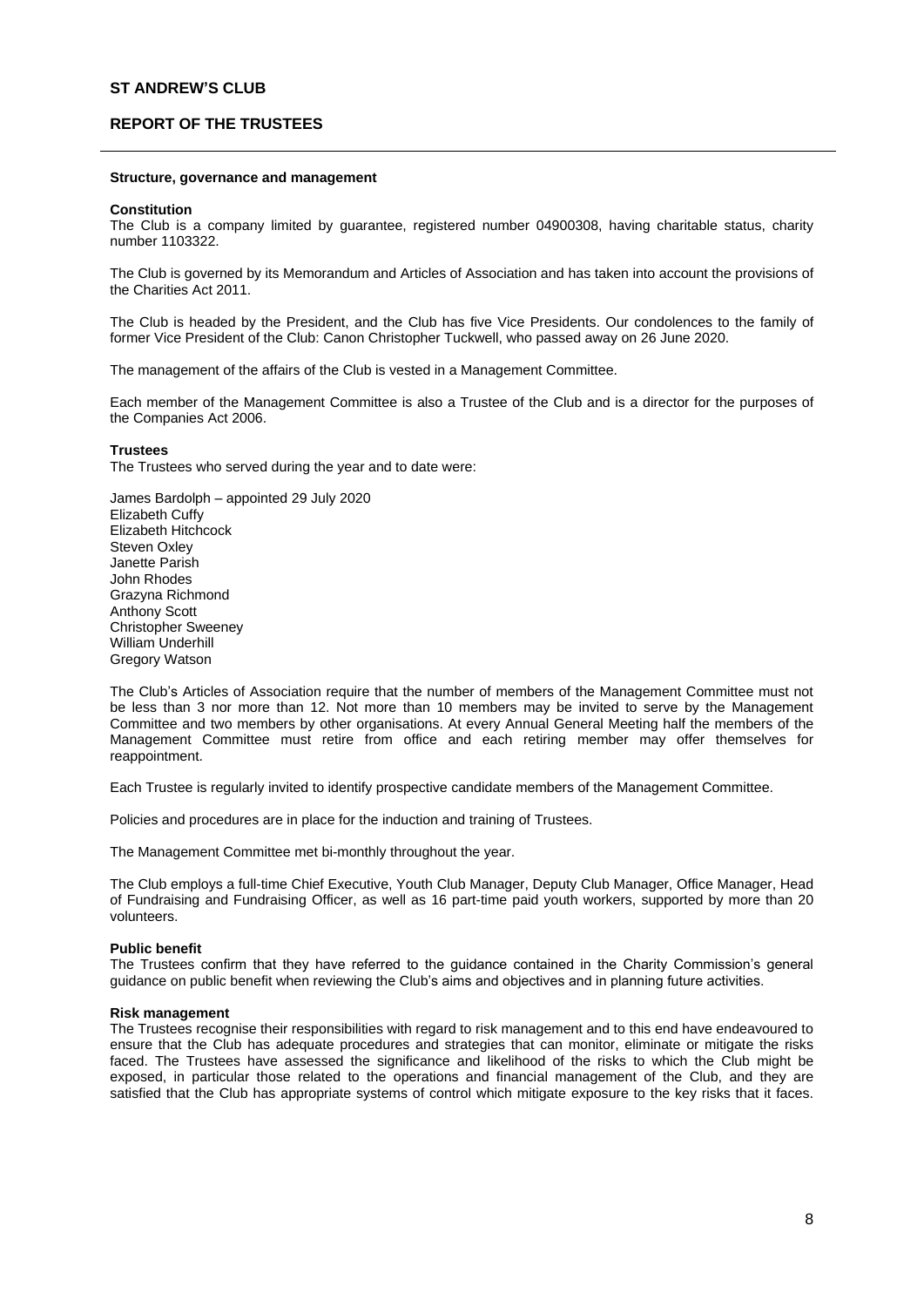## Structure, governance and management

### Constitution

The Club is a company limited by guarantee, registered number 04900308, having charitable status, charity number 1103322.

The Club is governed by its Memorandum and Articles of Association and has taken into account the provisions of the Charities Act 2011.

The Club is headed by the President, and the Club has five Vice Presidents. Our condolences to the family of former Vice President of the Club: Canon Christopher Tuckwell, who passed away on 26 June 2020.

The management of the affairs of the Club is vested in a Management Committee.

Each member of the Management Committee is also a Trustee of the Club and is a director for the purposes of the Companies Act 2006.

### Trustees

The Trustees who served during the year and to date were:

James Bardolph – appointed 29 July 2020
Elizabeth Cuffy
Elizabeth Hitchcock
Steven Oxley
Janette Parish
John Rhodes
Grazyna Richmond
Anthony Scott
Christopher Sweeney
William Underhill
Gregory Watson

The Club's Articles of Association require that the number of members of the Management Committee must not be less than 3 nor more than 12. Not more than 10 members may be invited to serve by the Management Committee and two members by other organisations. At every Annual General Meeting half the members of the Management Committee must retire from office and each retiring member may offer themselves for reappointment.

Each Trustee is regularly invited to identify prospective candidate members of the Management Committee.

Policies and procedures are in place for the induction and training of Trustees.

The Management Committee met bi-monthly throughout the year.

The Club employs a full-time Chief Executive, Youth Club Manager, Deputy Club Manager, Office Manager, Head of Fundraising and Fundraising Officer, as well as 16 part-time paid youth workers, supported by more than 20 volunteers.

### Public benefit

The Trustees confirm that they have referred to the guidance contained in the Charity Commission's general guidance on public benefit when reviewing the Club's aims and objectives and in planning future activities.

### Risk management

The Trustees recognise their responsibilities with regard to risk management and to this end have endeavoured to ensure that the Club has adequate procedures and strategies that can monitor, eliminate or mitigate the risks faced. The Trustees have assessed the significance and likelihood of the risks to which the Club might be exposed, in particular those related to the operations and financial management of the Club, and they are satisfied that the Club has appropriate systems of control which mitigate exposure to the key risks that it faces.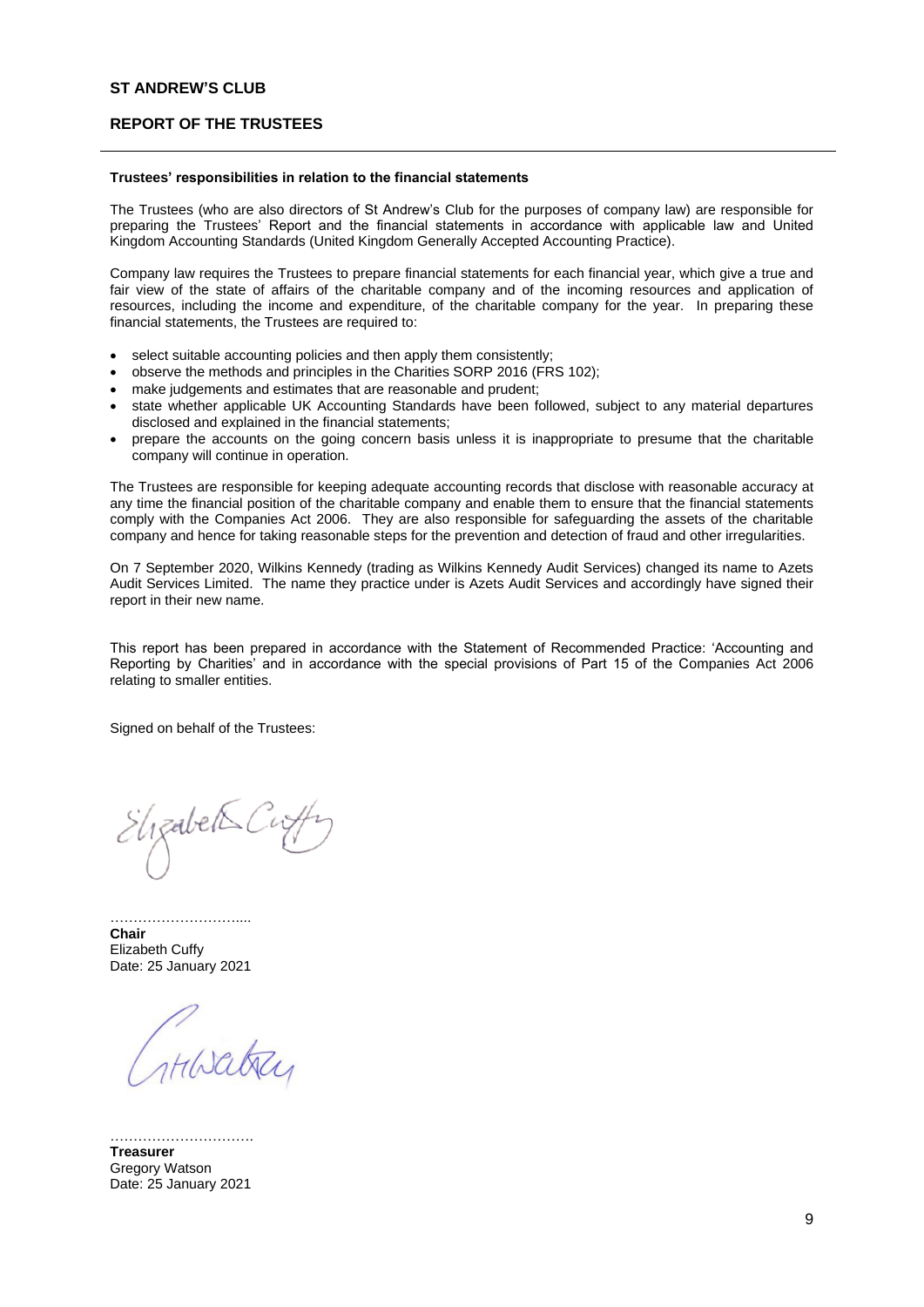**Trustees' responsibilities in relation to the financial statements**

The Trustees (who are also directors of St Andrew's Club for the purposes of company law) are responsible for preparing the Trustees' Report and the financial statements in accordance with applicable law and United Kingdom Accounting Standards (United Kingdom Generally Accepted Accounting Practice).

Company law requires the Trustees to prepare financial statements for each financial year, which give a true and fair view of the state of affairs of the charitable company and of the incoming resources and application of resources, including the income and expenditure, of the charitable company for the year. In preparing these financial statements, the Trustees are required to:

- select suitable accounting policies and then apply them consistently;
- observe the methods and principles in the Charities SORP 2016 (FRS 102);
- make judgements and estimates that are reasonable and prudent;
- state whether applicable UK Accounting Standards have been followed, subject to any material departures disclosed and explained in the financial statements;
- prepare the accounts on the going concern basis unless it is inappropriate to presume that the charitable company will continue in operation.

The Trustees are responsible for keeping adequate accounting records that disclose with reasonable accuracy at any time the financial position of the charitable company and enable them to ensure that the financial statements comply with the Companies Act 2006. They are also responsible for safeguarding the assets of the charitable company and hence for taking reasonable steps for the prevention and detection of fraud and other irregularities.

On 7 September 2020, Wilkins Kennedy (trading as Wilkins Kennedy Audit Services) changed its name to Azets Audit Services Limited. The name they practice under is Azets Audit Services and accordingly have signed their report in their new name.

This report has been prepared in accordance with the Statement of Recommended Practice: 'Accounting and Reporting by Charities' and in accordance with the special provisions of Part 15 of the Companies Act 2006 relating to smaller entities.

Signed on behalf of the Trustees:

………………………....
**Chair**
Elizabeth Cuffy
Date: 25 January 2021

………………………….
**Treasurer**
Gregory Watson
Date: 25 January 2021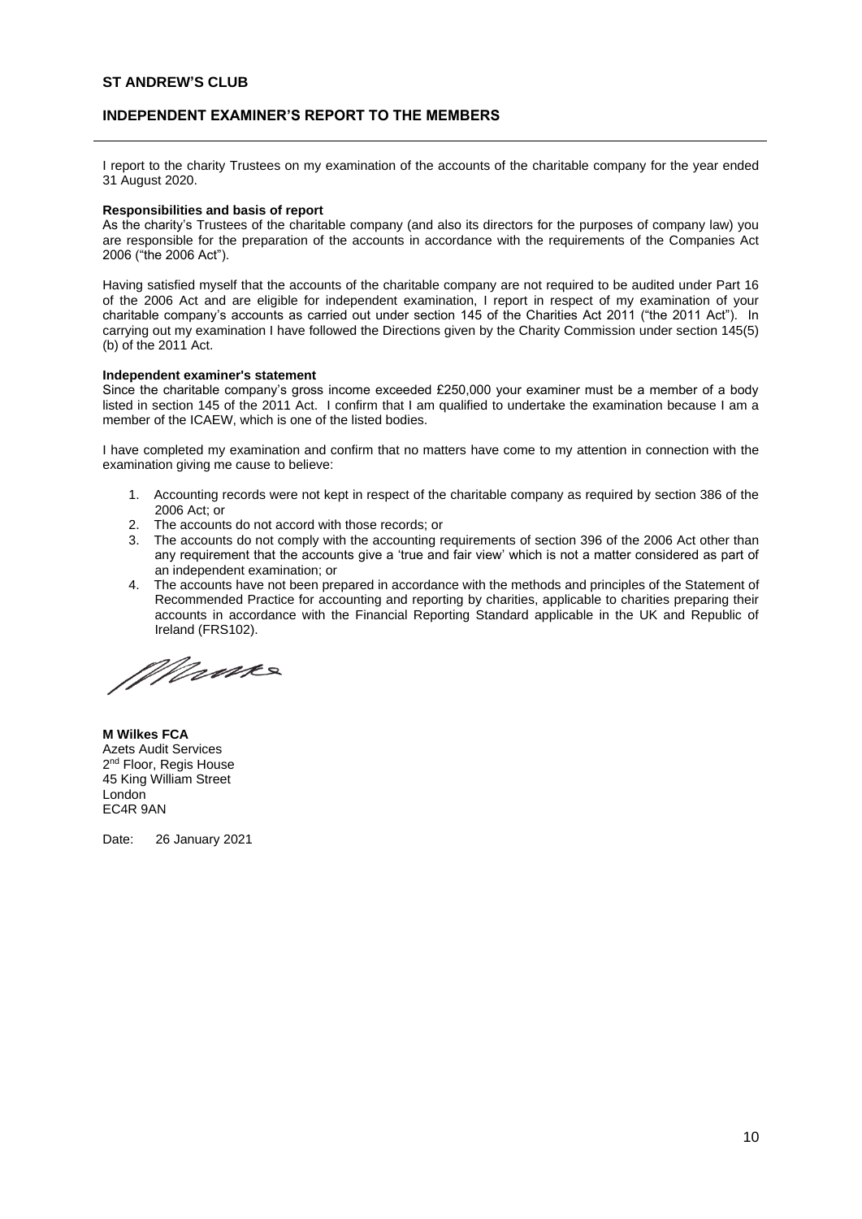**ST ANDREW'S CLUB**

## INDEPENDENT EXAMINER'S REPORT TO THE MEMBERS

I report to the charity Trustees on my examination of the accounts of the charitable company for the year ended 31 August 2020.

**Responsibilities and basis of report**

As the charity's Trustees of the charitable company (and also its directors for the purposes of company law) you are responsible for the preparation of the accounts in accordance with the requirements of the Companies Act 2006 ("the 2006 Act").

Having satisfied myself that the accounts of the charitable company are not required to be audited under Part 16 of the 2006 Act and are eligible for independent examination, I report in respect of my examination of your charitable company's accounts as carried out under section 145 of the Charities Act 2011 ("the 2011 Act"). In carrying out my examination I have followed the Directions given by the Charity Commission under section 145(5) (b) of the 2011 Act.

**Independent examiner's statement**

Since the charitable company's gross income exceeded £250,000 your examiner must be a member of a body listed in section 145 of the 2011 Act. I confirm that I am qualified to undertake the examination because I am a member of the ICAEW, which is one of the listed bodies.

I have completed my examination and confirm that no matters have come to my attention in connection with the examination giving me cause to believe:

1. Accounting records were not kept in respect of the charitable company as required by section 386 of the 2006 Act; or
2. The accounts do not accord with those records; or
3. The accounts do not comply with the accounting requirements of section 396 of the 2006 Act other than any requirement that the accounts give a 'true and fair view' which is not a matter considered as part of an independent examination; or
4. The accounts have not been prepared in accordance with the methods and principles of the Statement of Recommended Practice for accounting and reporting by charities, applicable to charities preparing their accounts in accordance with the Financial Reporting Standard applicable in the UK and Republic of Ireland (FRS102).

**M Wilkes FCA**
Azets Audit Services
2nd Floor, Regis House
45 King William Street
London
EC4R 9AN

Date: 26 January 2021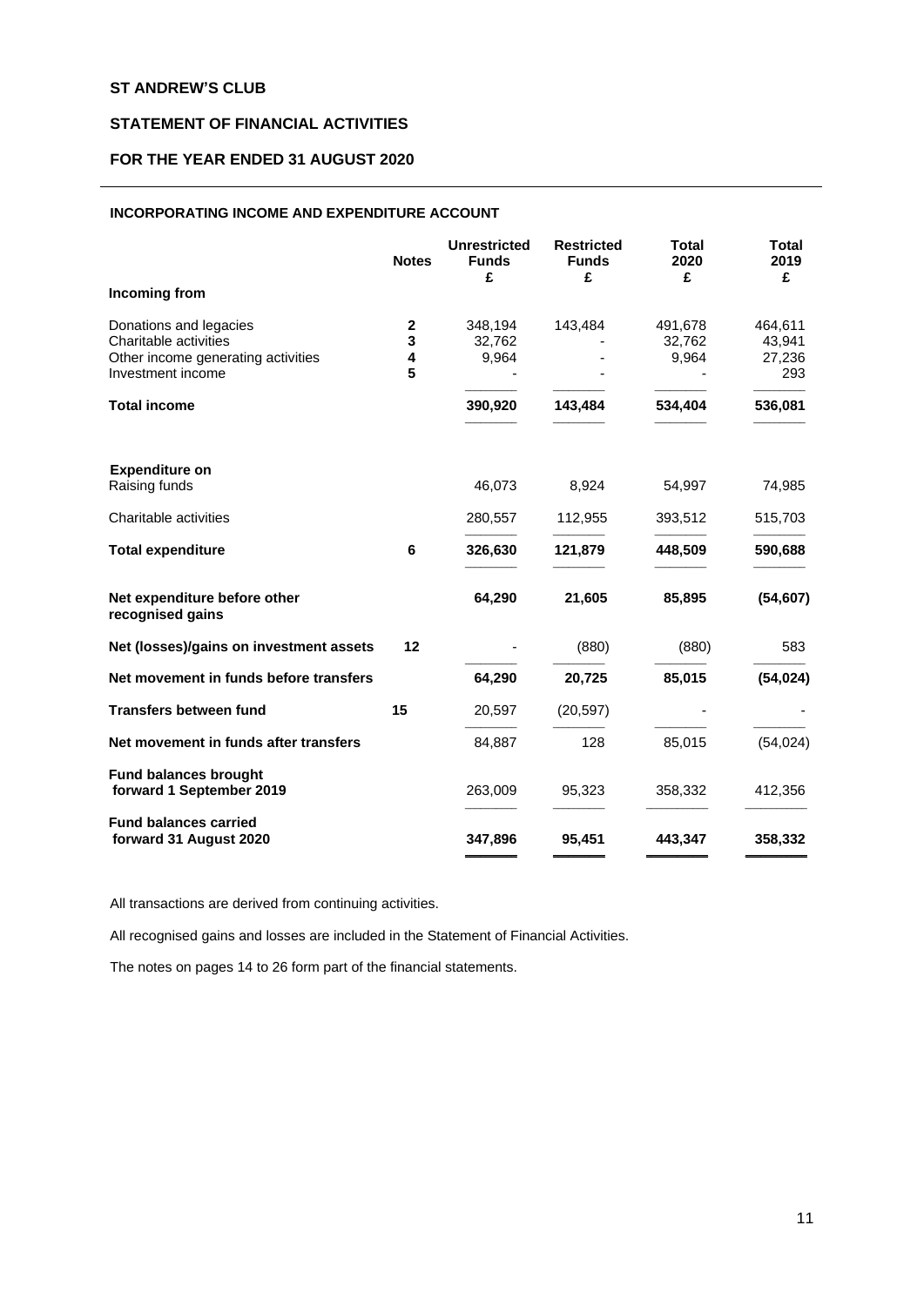# ST ANDREW'S CLUB

## STATEMENT OF FINANCIAL ACTIVITIES

## FOR THE YEAR ENDED 31 AUGUST 2020

### INCORPORATING INCOME AND EXPENDITURE ACCOUNT

| | Notes | Unrestricted Funds £ | Restricted Funds £ | Total 2020 £ | Total 2019 £ |
|---|---|---|---|---|---|
| **Incoming from** | | | | | |
| Donations and legacies | 2 | 348,194 | 143,484 | 491,678 | 464,611 |
| Charitable activities | 3 | 32,762 | - | 32,762 | 43,941 |
| Other income generating activities | 4 | 9,964 | - | 9,964 | 27,236 |
| Investment income | 5 | - | - | - | 293 |
| **Total income** | | **390,920** | **143,484** | **534,404** | **536,081** |
| **Expenditure on** | | | | | |
| Raising funds | | 46,073 | 8,924 | 54,997 | 74,985 |
| Charitable activities | | 280,557 | 112,955 | 393,512 | 515,703 |
| **Total expenditure** | 6 | **326,630** | **121,879** | **448,509** | **590,688** |
| **Net expenditure before other recognised gains** | | **64,290** | **21,605** | **85,895** | **(54,607)** |
| **Net (losses)/gains on investment assets** | 12 | - | (880) | (880) | 583 |
| **Net movement in funds before transfers** | | **64,290** | **20,725** | **85,015** | **(54,024)** |
| **Transfers between fund** | 15 | 20,597 | (20,597) | - | - |
| **Net movement in funds after transfers** | | 84,887 | 128 | 85,015 | (54,024) |
| **Fund balances brought forward 1 September 2019** | | 263,009 | 95,323 | 358,332 | 412,356 |
| **Fund balances carried forward 31 August 2020** | | **347,896** | **95,451** | **443,347** | **358,332** |

All transactions are derived from continuing activities.

All recognised gains and losses are included in the Statement of Financial Activities.

The notes on pages 14 to 26 form part of the financial statements.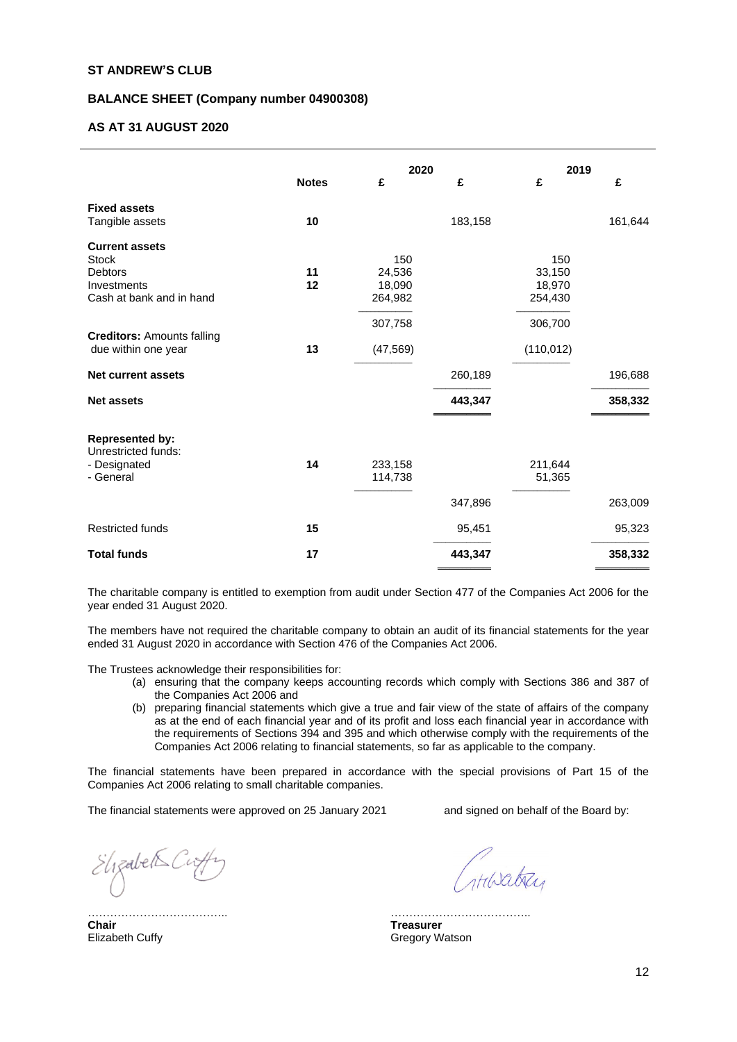**ST ANDREW'S CLUB**

**BALANCE SHEET (Company number 04900308)**

**AS AT 31 AUGUST 2020**

| | Notes | 2020 £ | 2020 £ | 2019 £ | 2019 £ |
|---|---|---|---|---|---|
| **Fixed assets** | | | | | |
| Tangible assets | 10 | | 183,158 | | 161,644 |
| **Current assets** | | | | | |
| Stock | | 150 | | 150 | |
| Debtors | 11 | 24,536 | | 33,150 | |
| Investments | 12 | 18,090 | | 18,970 | |
| Cash at bank and in hand | | 264,982 | | 254,430 | |
| | | 307,758 | | 306,700 | |
| **Creditors:** Amounts falling due within one year | 13 | (47,569) | | (110,012) | |
| **Net current assets** | | | 260,189 | | 196,688 |
| **Net assets** | | | **443,347** | | **358,332** |
| **Represented by:** | | | | | |
| Unrestricted funds: | | | | | |
| - Designated | 14 | 233,158 | | 211,644 | |
| - General | | 114,738 | | 51,365 | |
| | | | 347,896 | | 263,009 |
| Restricted funds | 15 | | 95,451 | | 95,323 |
| **Total funds** | 17 | | **443,347** | | **358,332** |

The charitable company is entitled to exemption from audit under Section 477 of the Companies Act 2006 for the year ended 31 August 2020.

The members have not required the charitable company to obtain an audit of its financial statements for the year ended 31 August 2020 in accordance with Section 476 of the Companies Act 2006.

The Trustees acknowledge their responsibilities for:

(a) ensuring that the company keeps accounting records which comply with Sections 386 and 387 of the Companies Act 2006 and

(b) preparing financial statements which give a true and fair view of the state of affairs of the company as at the end of each financial year and of its profit and loss each financial year in accordance with the requirements of Sections 394 and 395 and which otherwise comply with the requirements of the Companies Act 2006 relating to financial statements, so far as applicable to the company.

The financial statements have been prepared in accordance with the special provisions of Part 15 of the Companies Act 2006 relating to small charitable companies.

The financial statements were approved on 25 January 2021 and signed on behalf of the Board by:

………………………………..
**Chair**
Elizabeth Cuffy

………………………………..
**Treasurer**
Gregory Watson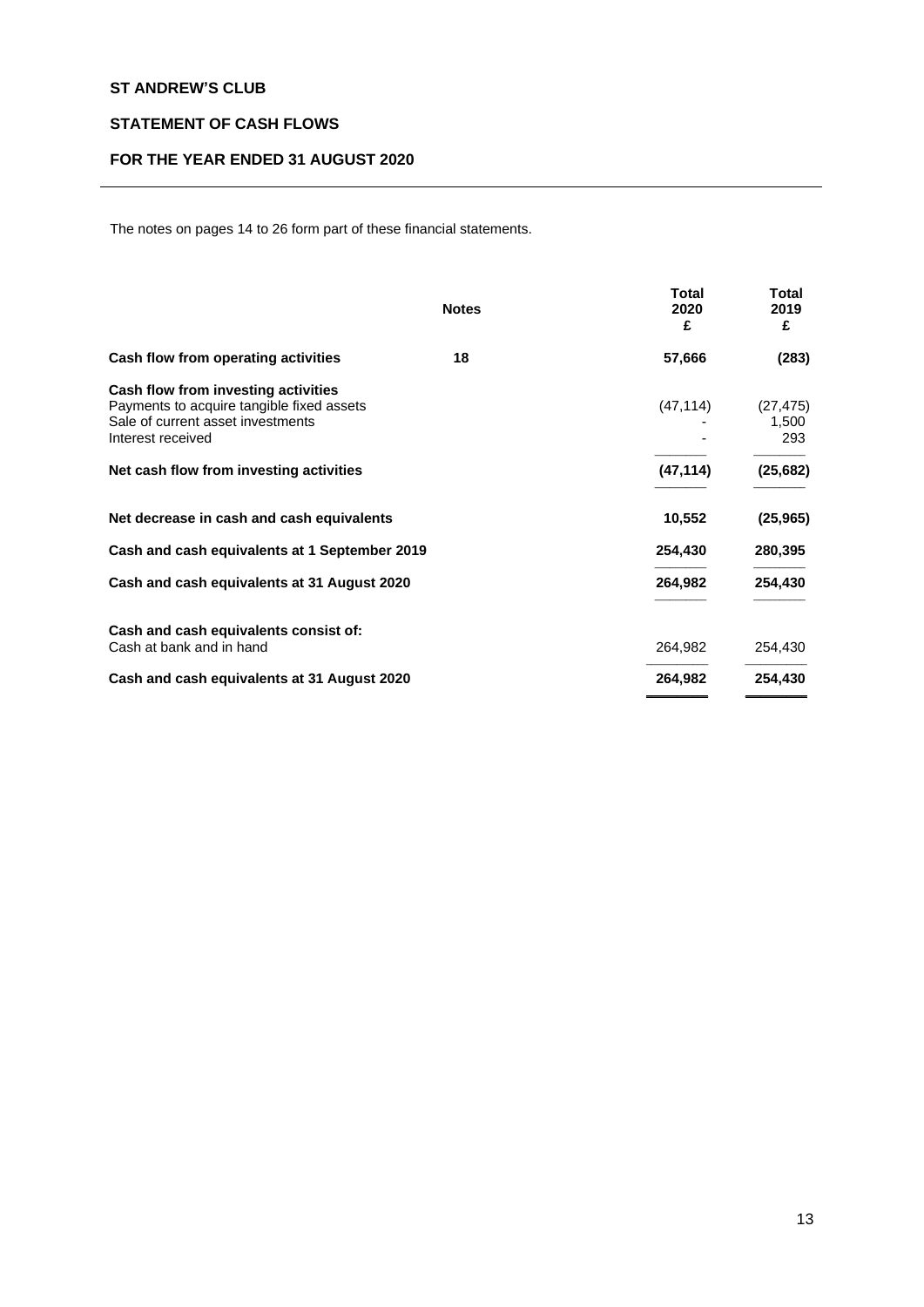**ST ANDREW'S CLUB**

**STATEMENT OF CASH FLOWS**

**FOR THE YEAR ENDED 31 AUGUST 2020**

The notes on pages 14 to 26 form part of these financial statements.

| | Notes | Total 2020 £ | Total 2019 £ |
|---|---|---|---|
| **Cash flow from operating activities** | **18** | **57,666** | **(283)** |
| **Cash flow from investing activities** | | | |
| Payments to acquire tangible fixed assets | | (47,114) | (27,475) |
| Sale of current asset investments | | - | 1,500 |
| Interest received | | - | 293 |
| **Net cash flow from investing activities** | | **(47,114)** | **(25,682)** |
| **Net decrease in cash and cash equivalents** | | **10,552** | **(25,965)** |
| **Cash and cash equivalents at 1 September 2019** | | **254,430** | **280,395** |
| **Cash and cash equivalents at 31 August 2020** | | **264,982** | **254,430** |
| **Cash and cash equivalents consist of:** | | | |
| Cash at bank and in hand | | 264,982 | 254,430 |
| **Cash and cash equivalents at 31 August 2020** | | **264,982** | **254,430** |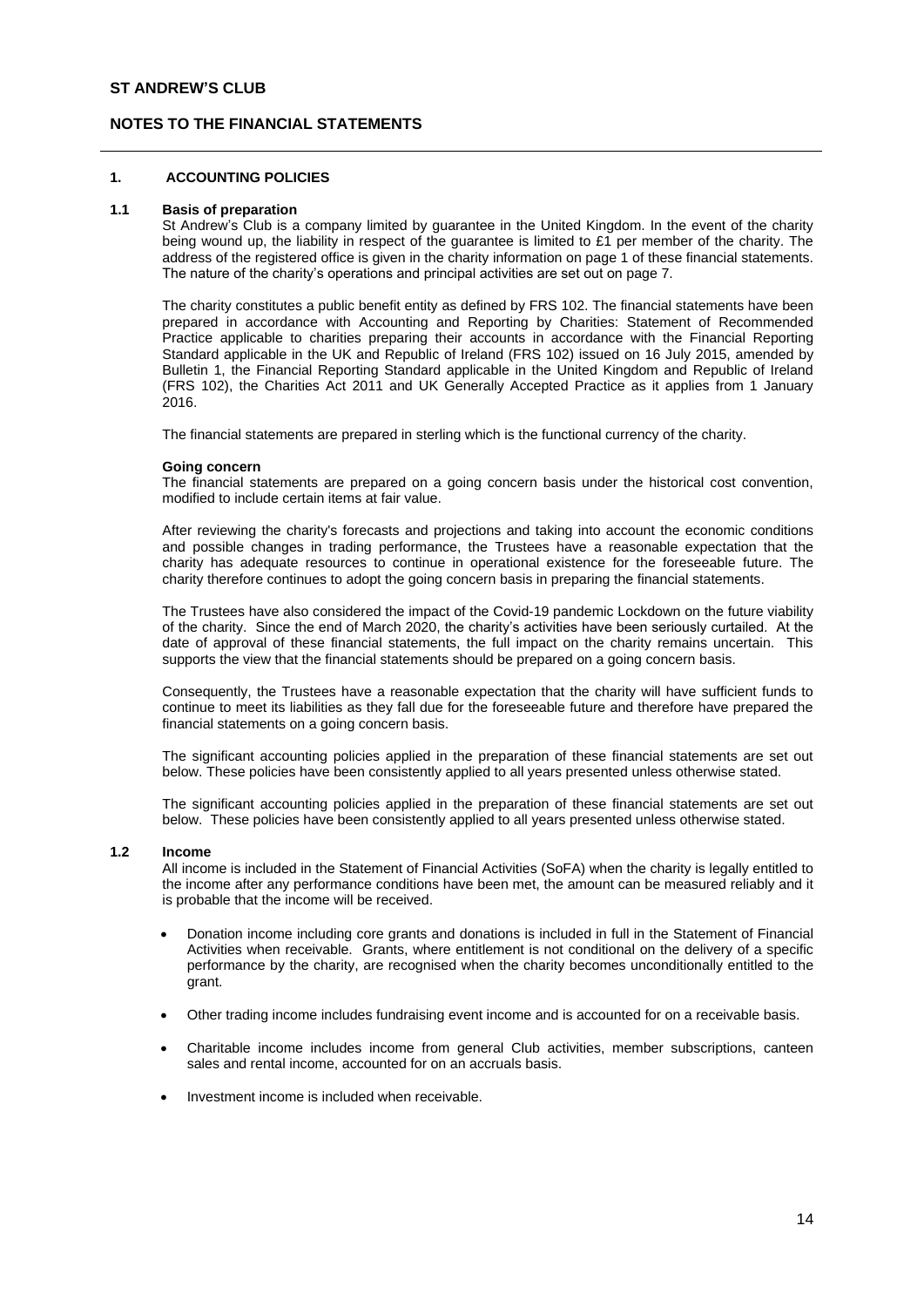**ST ANDREW'S CLUB**

**NOTES TO THE FINANCIAL STATEMENTS**

## 1. ACCOUNTING POLICIES

### 1.1 Basis of preparation

St Andrew's Club is a company limited by guarantee in the United Kingdom. In the event of the charity being wound up, the liability in respect of the guarantee is limited to £1 per member of the charity. The address of the registered office is given in the charity information on page 1 of these financial statements. The nature of the charity's operations and principal activities are set out on page 7.

The charity constitutes a public benefit entity as defined by FRS 102. The financial statements have been prepared in accordance with Accounting and Reporting by Charities: Statement of Recommended Practice applicable to charities preparing their accounts in accordance with the Financial Reporting Standard applicable in the UK and Republic of Ireland (FRS 102) issued on 16 July 2015, amended by Bulletin 1, the Financial Reporting Standard applicable in the United Kingdom and Republic of Ireland (FRS 102), the Charities Act 2011 and UK Generally Accepted Practice as it applies from 1 January 2016.

The financial statements are prepared in sterling which is the functional currency of the charity.

**Going concern**

The financial statements are prepared on a going concern basis under the historical cost convention, modified to include certain items at fair value.

After reviewing the charity's forecasts and projections and taking into account the economic conditions and possible changes in trading performance, the Trustees have a reasonable expectation that the charity has adequate resources to continue in operational existence for the foreseeable future. The charity therefore continues to adopt the going concern basis in preparing the financial statements.

The Trustees have also considered the impact of the Covid-19 pandemic Lockdown on the future viability of the charity. Since the end of March 2020, the charity's activities have been seriously curtailed. At the date of approval of these financial statements, the full impact on the charity remains uncertain. This supports the view that the financial statements should be prepared on a going concern basis.

Consequently, the Trustees have a reasonable expectation that the charity will have sufficient funds to continue to meet its liabilities as they fall due for the foreseeable future and therefore have prepared the financial statements on a going concern basis.

The significant accounting policies applied in the preparation of these financial statements are set out below. These policies have been consistently applied to all years presented unless otherwise stated.

The significant accounting policies applied in the preparation of these financial statements are set out below. These policies have been consistently applied to all years presented unless otherwise stated.

### 1.2 Income

All income is included in the Statement of Financial Activities (SoFA) when the charity is legally entitled to the income after any performance conditions have been met, the amount can be measured reliably and it is probable that the income will be received.

- Donation income including core grants and donations is included in full in the Statement of Financial Activities when receivable. Grants, where entitlement is not conditional on the delivery of a specific performance by the charity, are recognised when the charity becomes unconditionally entitled to the grant.
- Other trading income includes fundraising event income and is accounted for on a receivable basis.
- Charitable income includes income from general Club activities, member subscriptions, canteen sales and rental income, accounted for on an accruals basis.
- Investment income is included when receivable.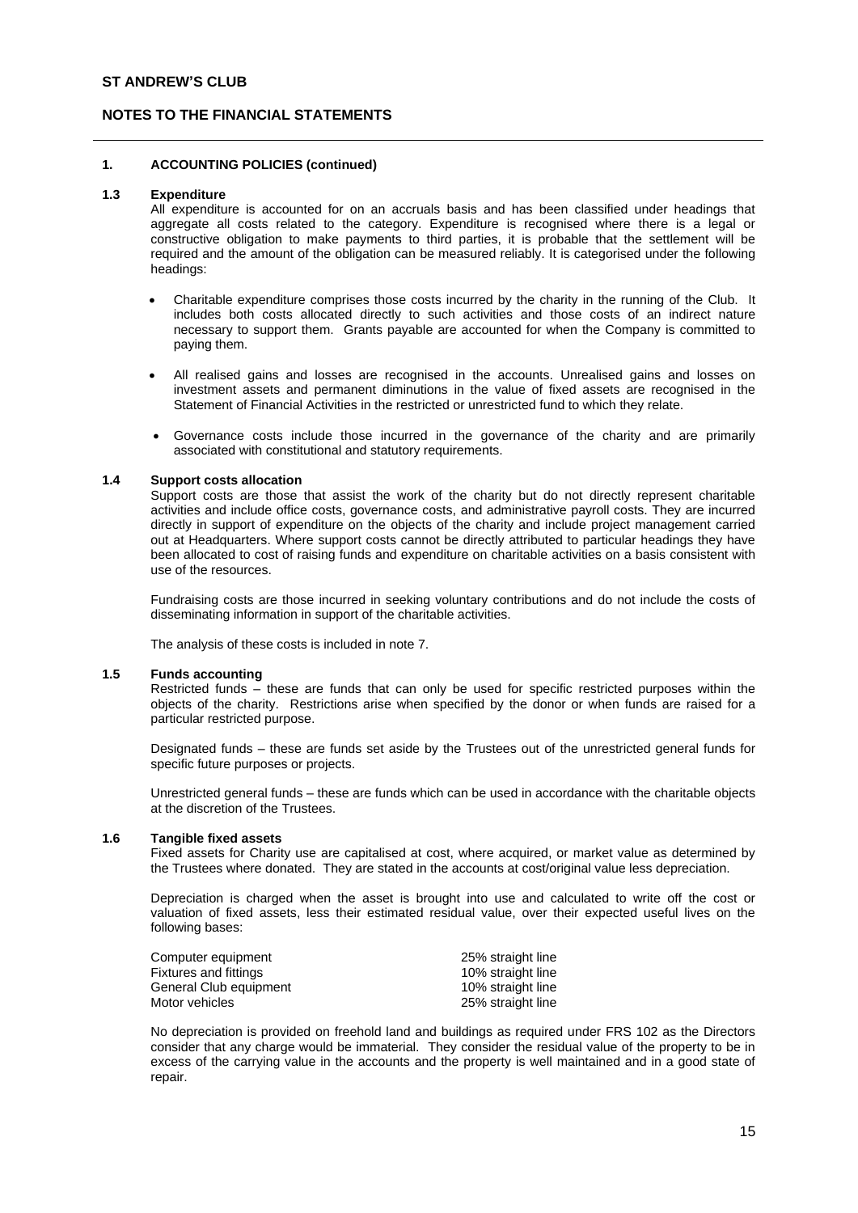## 1. ACCOUNTING POLICIES (continued)

### 1.3 Expenditure

All expenditure is accounted for on an accruals basis and has been classified under headings that aggregate all costs related to the category. Expenditure is recognised where there is a legal or constructive obligation to make payments to third parties, it is probable that the settlement will be required and the amount of the obligation can be measured reliably. It is categorised under the following headings:

- Charitable expenditure comprises those costs incurred by the charity in the running of the Club. It includes both costs allocated directly to such activities and those costs of an indirect nature necessary to support them. Grants payable are accounted for when the Company is committed to paying them.
- All realised gains and losses are recognised in the accounts. Unrealised gains and losses on investment assets and permanent diminutions in the value of fixed assets are recognised in the Statement of Financial Activities in the restricted or unrestricted fund to which they relate.
- Governance costs include those incurred in the governance of the charity and are primarily associated with constitutional and statutory requirements.

### 1.4 Support costs allocation

Support costs are those that assist the work of the charity but do not directly represent charitable activities and include office costs, governance costs, and administrative payroll costs. They are incurred directly in support of expenditure on the objects of the charity and include project management carried out at Headquarters. Where support costs cannot be directly attributed to particular headings they have been allocated to cost of raising funds and expenditure on charitable activities on a basis consistent with use of the resources.

Fundraising costs are those incurred in seeking voluntary contributions and do not include the costs of disseminating information in support of the charitable activities.

The analysis of these costs is included in note 7.

### 1.5 Funds accounting

Restricted funds – these are funds that can only be used for specific restricted purposes within the objects of the charity. Restrictions arise when specified by the donor or when funds are raised for a particular restricted purpose.

Designated funds – these are funds set aside by the Trustees out of the unrestricted general funds for specific future purposes or projects.

Unrestricted general funds – these are funds which can be used in accordance with the charitable objects at the discretion of the Trustees.

### 1.6 Tangible fixed assets

Fixed assets for Charity use are capitalised at cost, where acquired, or market value as determined by the Trustees where donated. They are stated in the accounts at cost/original value less depreciation.

Depreciation is charged when the asset is brought into use and calculated to write off the cost or valuation of fixed assets, less their estimated residual value, over their expected useful lives on the following bases:

| | |
|---|---|
| Computer equipment | 25% straight line |
| Fixtures and fittings | 10% straight line |
| General Club equipment | 10% straight line |
| Motor vehicles | 25% straight line |

No depreciation is provided on freehold land and buildings as required under FRS 102 as the Directors consider that any charge would be immaterial. They consider the residual value of the property to be in excess of the carrying value in the accounts and the property is well maintained and in a good state of repair.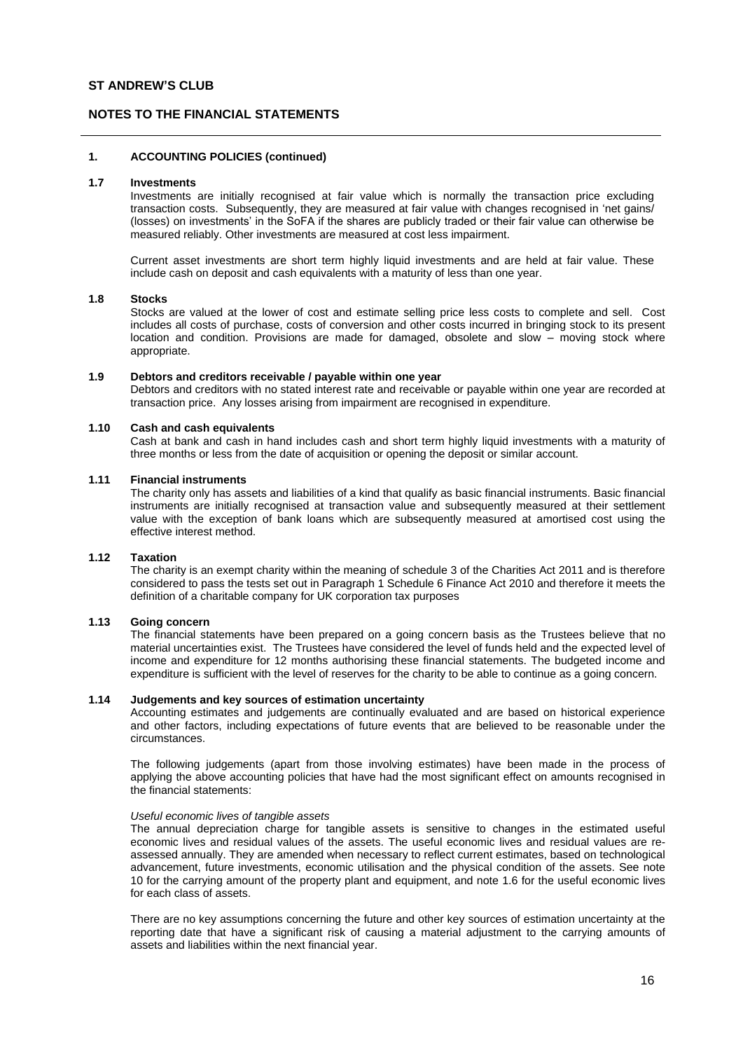## ST ANDREW'S CLUB

## NOTES TO THE FINANCIAL STATEMENTS

### 1. ACCOUNTING POLICIES (continued)

#### 1.7 Investments

Investments are initially recognised at fair value which is normally the transaction price excluding transaction costs. Subsequently, they are measured at fair value with changes recognised in 'net gains/ (losses) on investments' in the SoFA if the shares are publicly traded or their fair value can otherwise be measured reliably. Other investments are measured at cost less impairment.

Current asset investments are short term highly liquid investments and are held at fair value. These include cash on deposit and cash equivalents with a maturity of less than one year.

#### 1.8 Stocks

Stocks are valued at the lower of cost and estimate selling price less costs to complete and sell. Cost includes all costs of purchase, costs of conversion and other costs incurred in bringing stock to its present location and condition. Provisions are made for damaged, obsolete and slow – moving stock where appropriate.

#### 1.9 Debtors and creditors receivable / payable within one year

Debtors and creditors with no stated interest rate and receivable or payable within one year are recorded at transaction price. Any losses arising from impairment are recognised in expenditure.

#### 1.10 Cash and cash equivalents

Cash at bank and cash in hand includes cash and short term highly liquid investments with a maturity of three months or less from the date of acquisition or opening the deposit or similar account.

#### 1.11 Financial instruments

The charity only has assets and liabilities of a kind that qualify as basic financial instruments. Basic financial instruments are initially recognised at transaction value and subsequently measured at their settlement value with the exception of bank loans which are subsequently measured at amortised cost using the effective interest method.

#### 1.12 Taxation

The charity is an exempt charity within the meaning of schedule 3 of the Charities Act 2011 and is therefore considered to pass the tests set out in Paragraph 1 Schedule 6 Finance Act 2010 and therefore it meets the definition of a charitable company for UK corporation tax purposes

#### 1.13 Going concern

The financial statements have been prepared on a going concern basis as the Trustees believe that no material uncertainties exist. The Trustees have considered the level of funds held and the expected level of income and expenditure for 12 months authorising these financial statements. The budgeted income and expenditure is sufficient with the level of reserves for the charity to be able to continue as a going concern.

#### 1.14 Judgements and key sources of estimation uncertainty

Accounting estimates and judgements are continually evaluated and are based on historical experience and other factors, including expectations of future events that are believed to be reasonable under the circumstances.

The following judgements (apart from those involving estimates) have been made in the process of applying the above accounting policies that have had the most significant effect on amounts recognised in the financial statements:

*Useful economic lives of tangible assets*

The annual depreciation charge for tangible assets is sensitive to changes in the estimated useful economic lives and residual values of the assets. The useful economic lives and residual values are re-assessed annually. They are amended when necessary to reflect current estimates, based on technological advancement, future investments, economic utilisation and the physical condition of the assets. See note 10 for the carrying amount of the property plant and equipment, and note 1.6 for the useful economic lives for each class of assets.

There are no key assumptions concerning the future and other key sources of estimation uncertainty at the reporting date that have a significant risk of causing a material adjustment to the carrying amounts of assets and liabilities within the next financial year.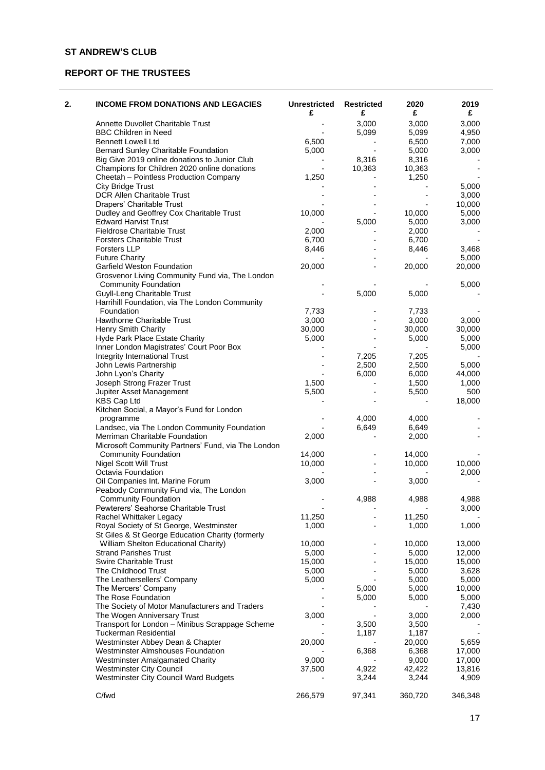**ST ANDREW'S CLUB**

**REPORT OF THE TRUSTEES**

| **2. INCOME FROM DONATIONS AND LEGACIES** | **Unrestricted £** | **Restricted £** | **2020 £** | **2019 £** |
|---|---|---|---|---|
| Annette Duvollet Charitable Trust | - | 3,000 | 3,000 | 3,000 |
| BBC Children in Need | - | 5,099 | 5,099 | 4,950 |
| Bennett Lowell Ltd | 6,500 | - | 6,500 | 7,000 |
| Bernard Sunley Charitable Foundation | 5,000 | - | 5,000 | 3,000 |
| Big Give 2019 online donations to Junior Club | - | 8,316 | 8,316 | - |
| Champions for Children 2020 online donations | - | 10,363 | 10,363 | - |
| Cheetah – Pointless Production Company | 1,250 | - | 1,250 | - |
| City Bridge Trust | - | - | - | 5,000 |
| DCR Allen Charitable Trust | - | - | - | 3,000 |
| Drapers' Charitable Trust | - | - | - | 10,000 |
| Dudley and Geoffrey Cox Charitable Trust | 10,000 | - | 10,000 | 5,000 |
| Edward Harvist Trust | - | 5,000 | 5,000 | 3,000 |
| Fieldrose Charitable Trust | 2,000 | - | 2,000 | - |
| Forsters Charitable Trust | 6,700 | - | 6,700 | - |
| Forsters LLP | 8,446 | - | 8,446 | 3,468 |
| Future Charity | - | - | - | 5,000 |
| Garfield Weston Foundation | 20,000 | - | 20,000 | 20,000 |
| Grosvenor Living Community Fund via, The London Community Foundation | - | - | - | 5,000 |
| Guyll-Leng Charitable Trust | - | 5,000 | 5,000 | - |
| Harrihill Foundation, via The London Community Foundation | 7,733 | - | 7,733 | - |
| Hawthorne Charitable Trust | 3,000 | - | 3,000 | 3,000 |
| Henry Smith Charity | 30,000 | - | 30,000 | 30,000 |
| Hyde Park Place Estate Charity | 5,000 | - | 5,000 | 5,000 |
| Inner London Magistrates' Court Poor Box | - | - | - | 5,000 |
| Integrity International Trust | - | 7,205 | 7,205 | - |
| John Lewis Partnership | - | 2,500 | 2,500 | 5,000 |
| John Lyon's Charity | - | 6,000 | 6,000 | 44,000 |
| Joseph Strong Frazer Trust | 1,500 | - | 1,500 | 1,000 |
| Jupiter Asset Management | 5,500 | - | 5,500 | 500 |
| KBS Cap Ltd | - | - | - | 18,000 |
| Kitchen Social, a Mayor's Fund for London programme | - | 4,000 | 4,000 | - |
| Landsec, via The London Community Foundation | - | 6,649 | 6,649 | - |
| Merriman Charitable Foundation | 2,000 | - | 2,000 | - |
| Microsoft Community Partners' Fund, via The London Community Foundation | 14,000 | - | 14,000 | - |
| Nigel Scott Will Trust | 10,000 | - | 10,000 | 10,000 |
| Octavia Foundation | - | - | - | 2,000 |
| Oil Companies Int. Marine Forum | 3,000 | - | 3,000 | - |
| Peabody Community Fund via, The London Community Foundation | - | 4,988 | 4,988 | 4,988 |
| Pewterers' Seahorse Charitable Trust | - | - | - | 3,000 |
| Rachel Whittaker Legacy | 11,250 | - | 11,250 | - |
| Royal Society of St George, Westminster | 1,000 | - | 1,000 | 1,000 |
| St Giles & St George Education Charity (formerly William Shelton Educational Charity) | 10,000 | - | 10,000 | 13,000 |
| Strand Parishes Trust | 5,000 | - | 5,000 | 12,000 |
| Swire Charitable Trust | 15,000 | - | 15,000 | 15,000 |
| The Childhood Trust | 5,000 | - | 5,000 | 3,628 |
| The Leathersellers' Company | 5,000 | - | 5,000 | 5,000 |
| The Mercers' Company | - | 5,000 | 5,000 | 10,000 |
| The Rose Foundation | - | 5,000 | 5,000 | 5,000 |
| The Society of Motor Manufacturers and Traders | - | - | - | 7,430 |
| The Wogen Anniversary Trust | 3,000 | - | 3,000 | 2,000 |
| Transport for London – Minibus Scrappage Scheme | - | 3,500 | 3,500 | - |
| Tuckerman Residential | - | 1,187 | 1,187 | - |
| Westminster Abbey Dean & Chapter | 20,000 | - | 20,000 | 5,659 |
| Westminster Almshouses Foundation | - | 6,368 | 6,368 | 17,000 |
| Westminster Amalgamated Charity | 9,000 | - | 9,000 | 17,000 |
| Westminster City Council | 37,500 | 4,922 | 42,422 | 13,816 |
| Westminster City Council Ward Budgets | - | 3,244 | 3,244 | 4,909 |
| C/fwd | 266,579 | 97,341 | 360,720 | 346,348 |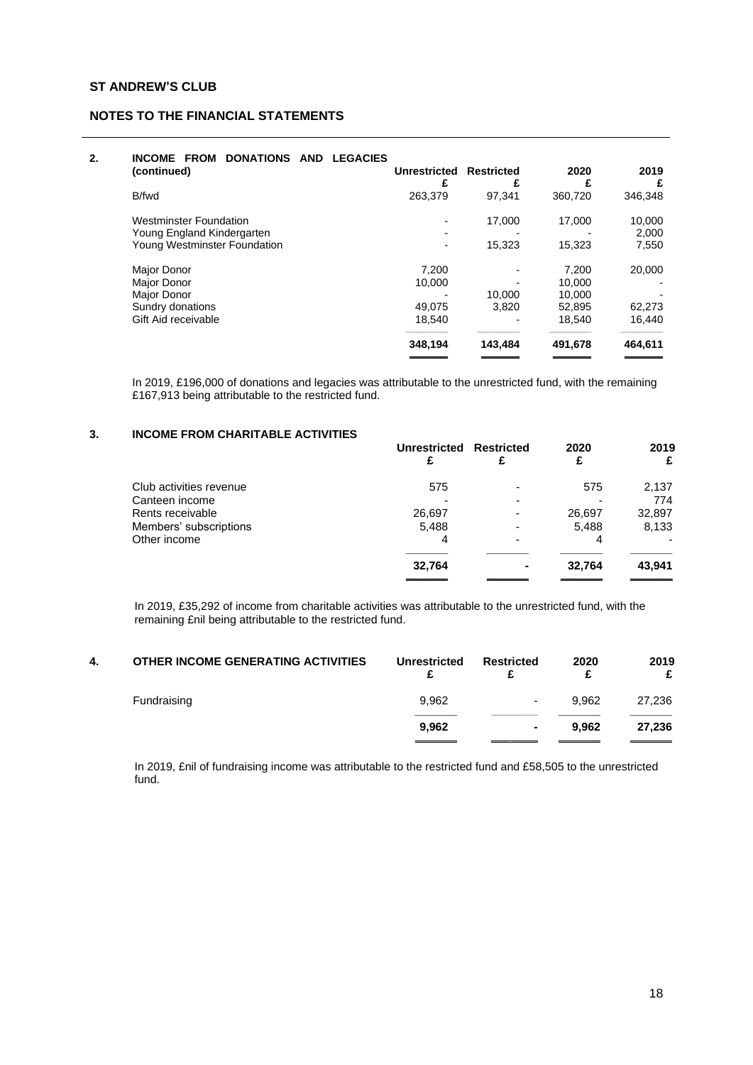## ST ANDREW'S CLUB

## NOTES TO THE FINANCIAL STATEMENTS

### 2. INCOME FROM DONATIONS AND LEGACIES (continued)

| | Unrestricted £ | Restricted £ | 2020 £ | 2019 £ |
|---|---|---|---|---|
| B/fwd | 263,379 | 97,341 | 360,720 | 346,348 |
| Westminster Foundation | - | 17,000 | 17,000 | 10,000 |
| Young England Kindergarten | - | - | - | 2,000 |
| Young Westminster Foundation | - | 15,323 | 15,323 | 7,550 |
| Major Donor | 7,200 | - | 7,200 | 20,000 |
| Major Donor | 10,000 | - | 10,000 | - |
| Major Donor | - | 10,000 | 10,000 | - |
| Sundry donations | 49,075 | 3,820 | 52,895 | 62,273 |
| Gift Aid receivable | 18,540 | - | 18,540 | 16,440 |
| | **348,194** | **143,484** | **491,678** | **464,611** |

In 2019, £196,000 of donations and legacies was attributable to the unrestricted fund, with the remaining £167,913 being attributable to the restricted fund.

### 3. INCOME FROM CHARITABLE ACTIVITIES

| | Unrestricted £ | Restricted £ | 2020 £ | 2019 £ |
|---|---|---|---|---|
| Club activities revenue | 575 | - | 575 | 2,137 |
| Canteen income | - | - | - | 774 |
| Rents receivable | 26,697 | - | 26,697 | 32,897 |
| Members' subscriptions | 5,488 | - | 5,488 | 8,133 |
| Other income | 4 | - | 4 | - |
| | **32,764** | **-** | **32,764** | **43,941** |

In 2019, £35,292 of income from charitable activities was attributable to the unrestricted fund, with the remaining £nil being attributable to the restricted fund.

### 4. OTHER INCOME GENERATING ACTIVITIES

| | Unrestricted £ | Restricted £ | 2020 £ | 2019 £ |
|---|---|---|---|---|
| Fundraising | 9,962 | - | 9,962 | 27,236 |
| | **9,962** | **-** | **9,962** | **27,236** |

In 2019, £nil of fundraising income was attributable to the restricted fund and £58,505 to the unrestricted fund.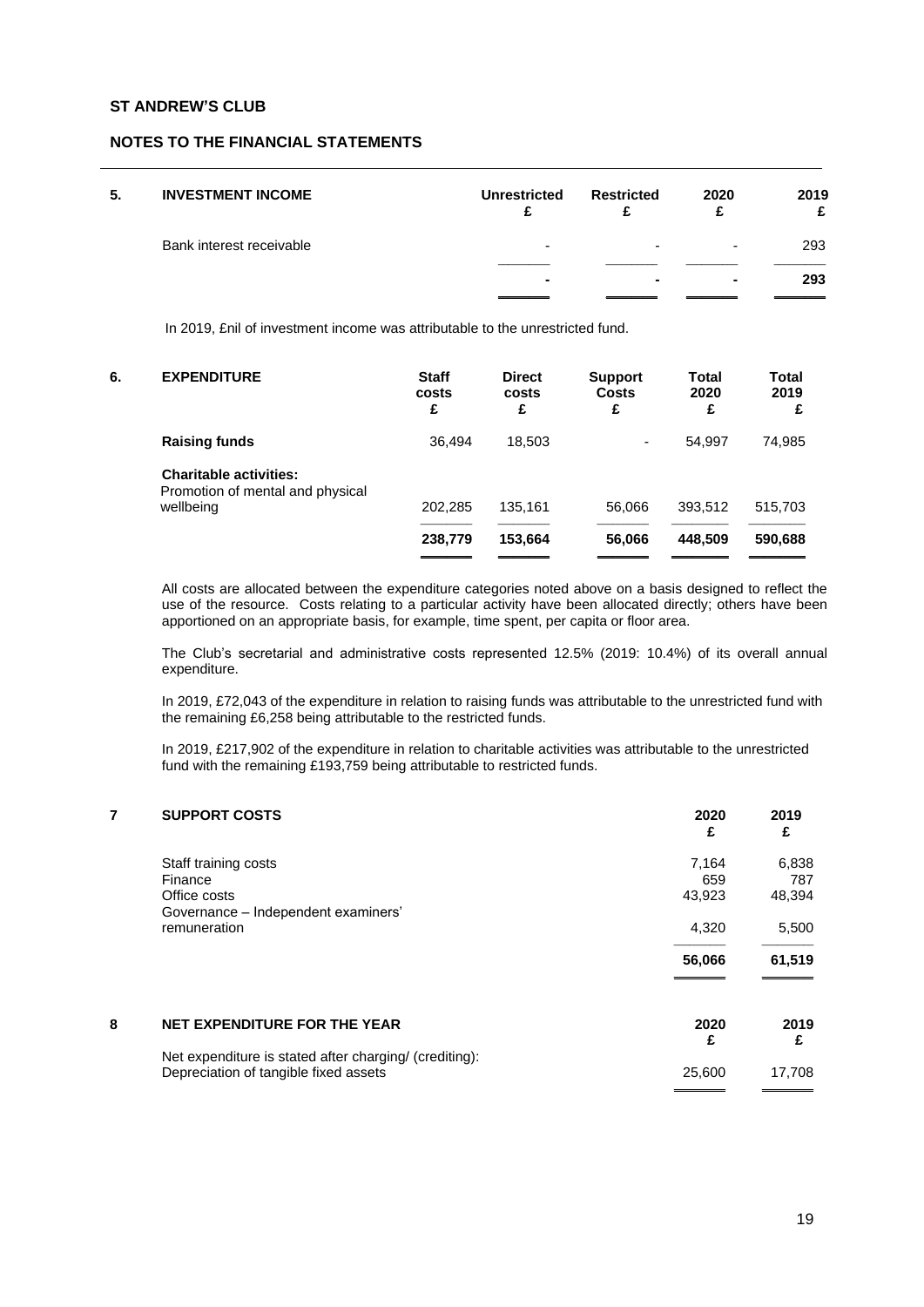**ST ANDREW'S CLUB**

**NOTES TO THE FINANCIAL STATEMENTS**

**5. INVESTMENT INCOME**

| | Unrestricted £ | Restricted £ | 2020 £ | 2019 £ |
|---|---|---|---|---|
| Bank interest receivable | - | - | - | 293 |
| | **-** | **-** | **-** | **293** |

In 2019, £nil of investment income was attributable to the unrestricted fund.

**6. EXPENDITURE**

| | Staff costs £ | Direct costs £ | Support Costs £ | Total 2020 £ | Total 2019 £ |
|---|---|---|---|---|---|
| **Raising funds** | 36,494 | 18,503 | - | 54,997 | 74,985 |
| **Charitable activities:** Promotion of mental and physical wellbeing | 202,285 | 135,161 | 56,066 | 393,512 | 515,703 |
| | **238,779** | **153,664** | **56,066** | **448,509** | **590,688** |

All costs are allocated between the expenditure categories noted above on a basis designed to reflect the use of the resource. Costs relating to a particular activity have been allocated directly; others have been apportioned on an appropriate basis, for example, time spent, per capita or floor area.

The Club's secretarial and administrative costs represented 12.5% (2019: 10.4%) of its overall annual expenditure.

In 2019, £72,043 of the expenditure in relation to raising funds was attributable to the unrestricted fund with the remaining £6,258 being attributable to the restricted funds.

In 2019, £217,902 of the expenditure in relation to charitable activities was attributable to the unrestricted fund with the remaining £193,759 being attributable to restricted funds.

**7 SUPPORT COSTS**

| | 2020 £ | 2019 £ |
|---|---|---|
| Staff training costs | 7,164 | 6,838 |
| Finance | 659 | 787 |
| Office costs | 43,923 | 48,394 |
| Governance – Independent examiners' remuneration | 4,320 | 5,500 |
| | **56,066** | **61,519** |

**8 NET EXPENDITURE FOR THE YEAR**

| | 2020 £ | 2019 £ |
|---|---|---|
| Net expenditure is stated after charging/ (crediting): | | |
| Depreciation of tangible fixed assets | 25,600 | 17,708 |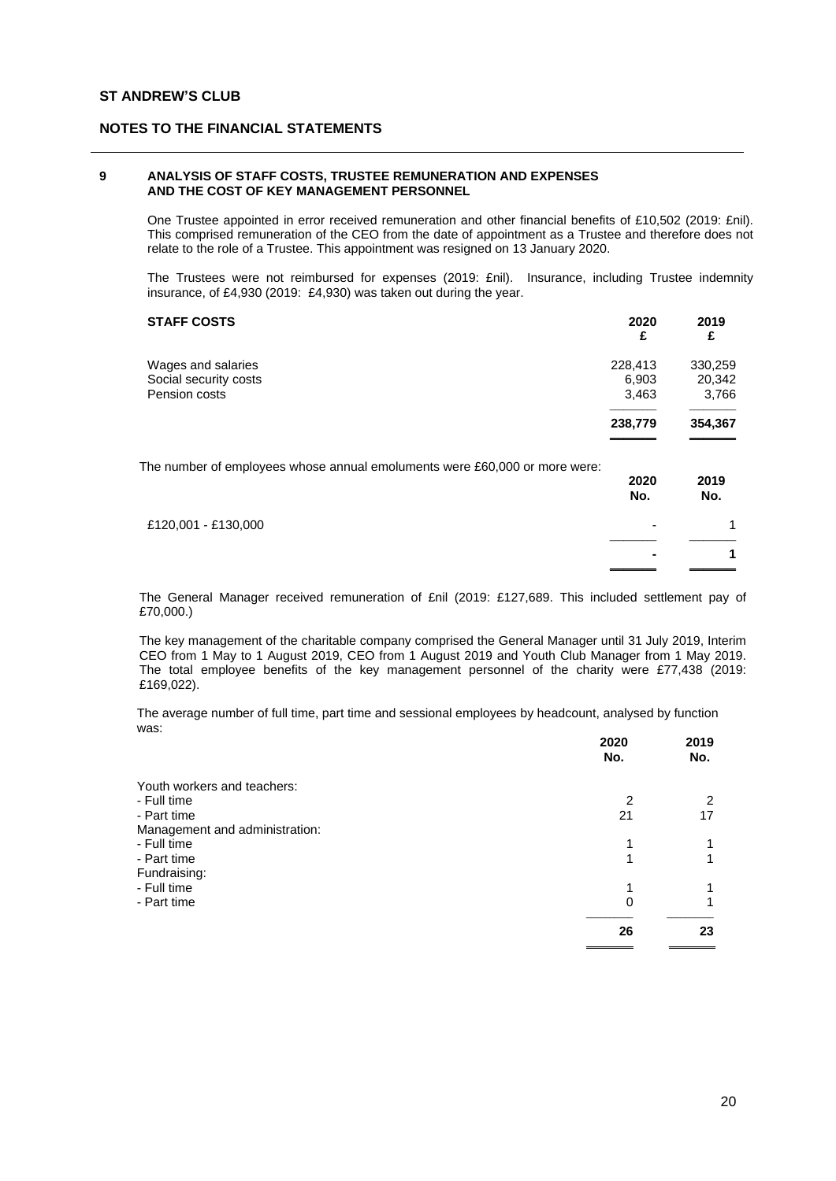**ST ANDREW'S CLUB**

**NOTES TO THE FINANCIAL STATEMENTS**

**9 ANALYSIS OF STAFF COSTS, TRUSTEE REMUNERATION AND EXPENSES AND THE COST OF KEY MANAGEMENT PERSONNEL**

One Trustee appointed in error received remuneration and other financial benefits of £10,502 (2019: £nil). This comprised remuneration of the CEO from the date of appointment as a Trustee and therefore does not relate to the role of a Trustee. This appointment was resigned on 13 January 2020.

The Trustees were not reimbursed for expenses (2019: £nil). Insurance, including Trustee indemnity insurance, of £4,930 (2019: £4,930) was taken out during the year.

| **STAFF COSTS** | **2020 £** | **2019 £** |
|---|---|---|
| Wages and salaries | 228,413 | 330,259 |
| Social security costs | 6,903 | 20,342 |
| Pension costs | 3,463 | 3,766 |
| | **238,779** | **354,367** |

The number of employees whose annual emoluments were £60,000 or more were:

| | **2020 No.** | **2019 No.** |
|---|---|---|
| £120,001 - £130,000 | - | 1 |
| | **-** | **1** |

The General Manager received remuneration of £nil (2019: £127,689. This included settlement pay of £70,000.)

The key management of the charitable company comprised the General Manager until 31 July 2019, Interim CEO from 1 May to 1 August 2019, CEO from 1 August 2019 and Youth Club Manager from 1 May 2019. The total employee benefits of the key management personnel of the charity were £77,438 (2019: £169,022).

The average number of full time, part time and sessional employees by headcount, analysed by function was:

| | **2020 No.** | **2019 No.** |
|---|---|---|
| Youth workers and teachers: | | |
| - Full time | 2 | 2 |
| - Part time | 21 | 17 |
| Management and administration: | | |
| - Full time | 1 | 1 |
| - Part time | 1 | 1 |
| Fundraising: | | |
| - Full time | 1 | 1 |
| - Part time | 0 | 1 |
| | **26** | **23** |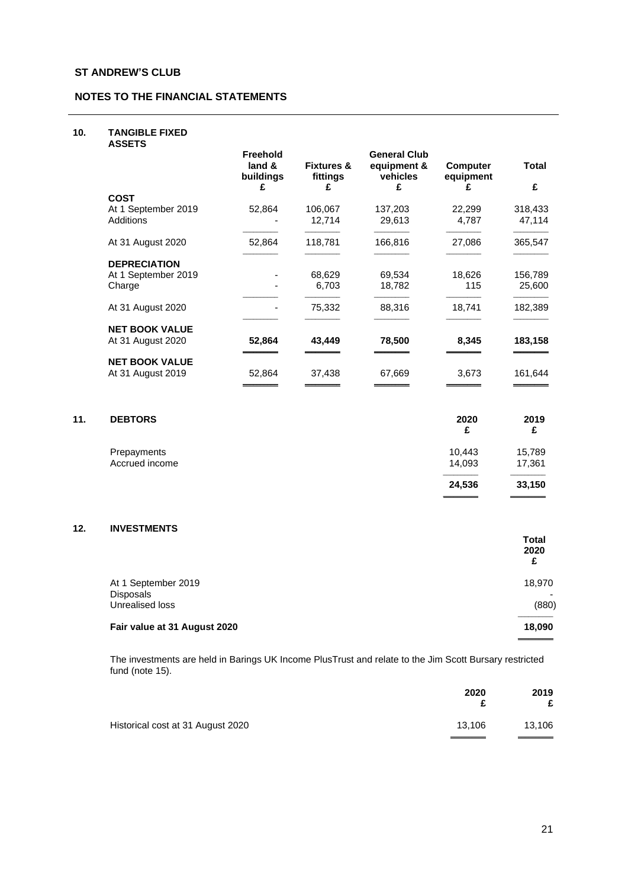**ST ANDREW'S CLUB**

**NOTES TO THE FINANCIAL STATEMENTS**

## 10. TANGIBLE FIXED ASSETS

| | Freehold land & buildings £ | Fixtures & fittings £ | General Club equipment & vehicles £ | Computer equipment £ | Total £ |
|---|---|---|---|---|---|
| **COST** | | | | | |
| At 1 September 2019 | 52,864 | 106,067 | 137,203 | 22,299 | 318,433 |
| Additions | - | 12,714 | 29,613 | 4,787 | 47,114 |
| At 31 August 2020 | 52,864 | 118,781 | 166,816 | 27,086 | 365,547 |
| **DEPRECIATION** | | | | | |
| At 1 September 2019 | - | 68,629 | 69,534 | 18,626 | 156,789 |
| Charge | - | 6,703 | 18,782 | 115 | 25,600 |
| At 31 August 2020 | - | 75,332 | 88,316 | 18,741 | 182,389 |
| **NET BOOK VALUE** | | | | | |
| At 31 August 2020 | **52,864** | **43,449** | **78,500** | **8,345** | **183,158** |
| **NET BOOK VALUE** | | | | | |
| At 31 August 2019 | 52,864 | 37,438 | 67,669 | 3,673 | 161,644 |

## 11. DEBTORS

| | 2020 £ | 2019 £ |
|---|---|---|
| Prepayments | 10,443 | 15,789 |
| Accrued income | 14,093 | 17,361 |
| | **24,536** | **33,150** |

## 12. INVESTMENTS

| | Total 2020 £ |
|---|---|
| At 1 September 2019 | 18,970 |
| Disposals | - |
| Unrealised loss | (880) |
| **Fair value at 31 August 2020** | **18,090** |

The investments are held in Barings UK Income PlusTrust and relate to the Jim Scott Bursary restricted fund (note 15).

| | 2020 £ | 2019 £ |
|---|---|---|
| Historical cost at 31 August 2020 | 13,106 | 13,106 |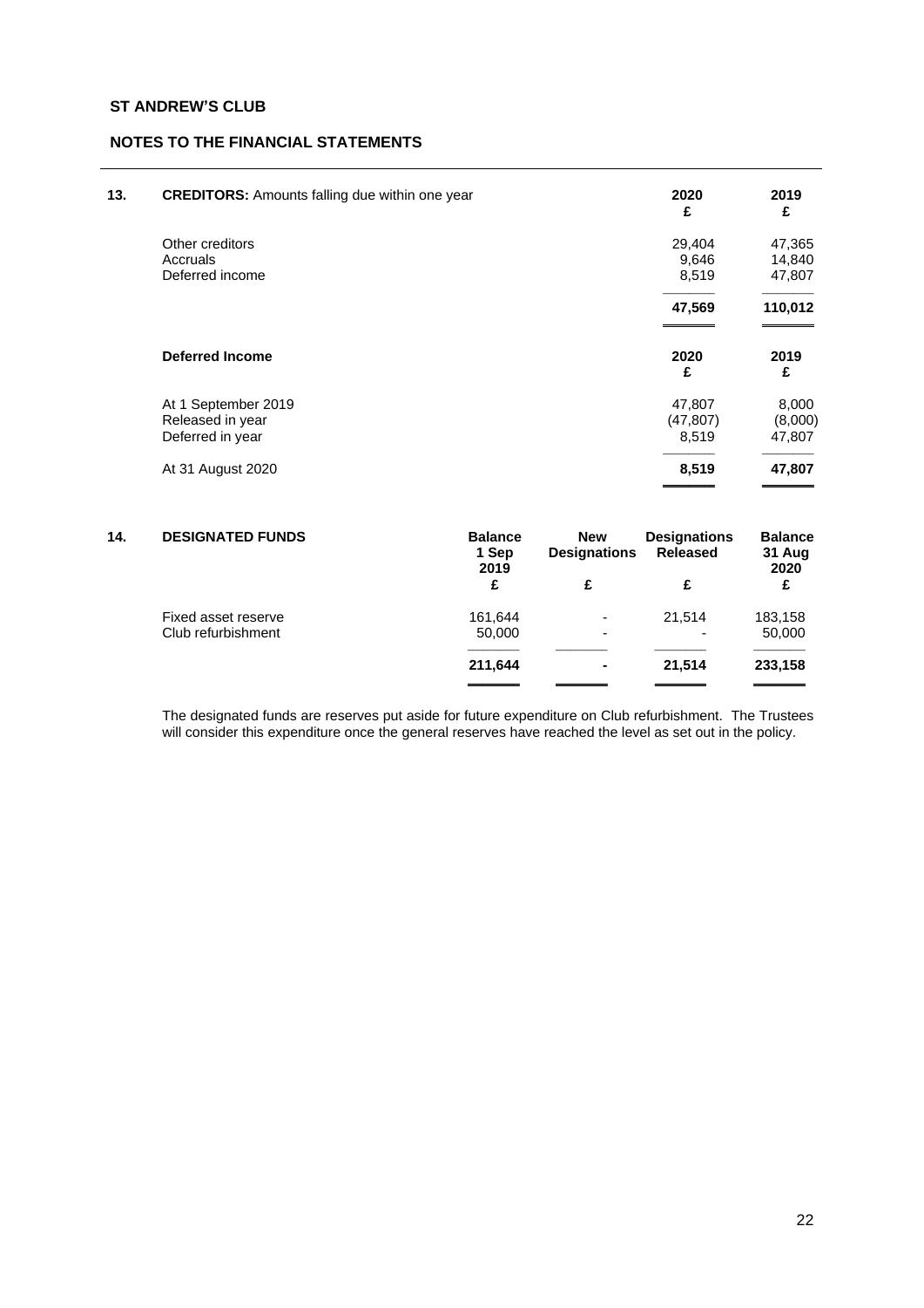**ST ANDREW'S CLUB**

**NOTES TO THE FINANCIAL STATEMENTS**

**13. CREDITORS:** Amounts falling due within one year

| | 2020<br>£ | 2019<br>£ |
|---|---|---|
| Other creditors | 29,404 | 47,365 |
| Accruals | 9,646 | 14,840 |
| Deferred income | 8,519 | 47,807 |
| | **47,569** | **110,012** |

| **Deferred Income** | 2020<br>£ | 2019<br>£ |
|---|---|---|
| At 1 September 2019 | 47,807 | 8,000 |
| Released in year | (47,807) | (8,000) |
| Deferred in year | 8,519 | 47,807 |
| At 31 August 2020 | **8,519** | **47,807** |

**14. DESIGNATED FUNDS**

| | Balance 1 Sep 2019<br>£ | New Designations<br>£ | Designations Released<br>£ | Balance 31 Aug 2020<br>£ |
|---|---|---|---|---|
| Fixed asset reserve | 161,644 | - | 21,514 | 183,158 |
| Club refurbishment | 50,000 | - | - | 50,000 |
| | **211,644** | **-** | **21,514** | **233,158** |

The designated funds are reserves put aside for future expenditure on Club refurbishment. The Trustees will consider this expenditure once the general reserves have reached the level as set out in the policy.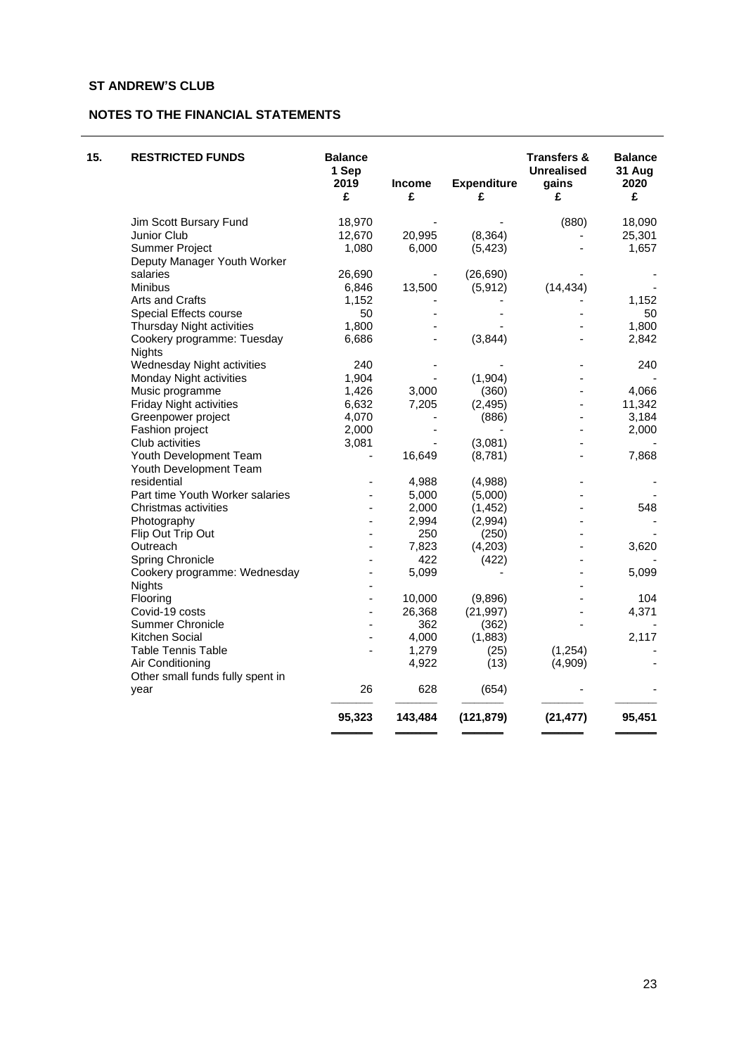**ST ANDREW'S CLUB**

**NOTES TO THE FINANCIAL STATEMENTS**

| 15. RESTRICTED FUNDS | Balance 1 Sep 2019 £ | Income £ | Expenditure £ | Transfers & Unrealised gains £ | Balance 31 Aug 2020 £ |
|---|---|---|---|---|---|
| Jim Scott Bursary Fund | 18,970 | - | - | (880) | 18,090 |
| Junior Club | 12,670 | 20,995 | (8,364) | - | 25,301 |
| Summer Project | 1,080 | 6,000 | (5,423) | - | 1,657 |
| Deputy Manager Youth Worker salaries | 26,690 | - | (26,690) | - | - |
| Minibus | 6,846 | 13,500 | (5,912) | (14,434) | - |
| Arts and Crafts | 1,152 | - | - | - | 1,152 |
| Special Effects course | 50 | - | - | - | 50 |
| Thursday Night activities | 1,800 | - | - | - | 1,800 |
| Cookery programme: Tuesday Nights | 6,686 | - | (3,844) | - | 2,842 |
| Wednesday Night activities | 240 | - | - | - | 240 |
| Monday Night activities | 1,904 | - | (1,904) | - | - |
| Music programme | 1,426 | 3,000 | (360) | - | 4,066 |
| Friday Night activities | 6,632 | 7,205 | (2,495) | - | 11,342 |
| Greenpower project | 4,070 | - | (886) | - | 3,184 |
| Fashion project | 2,000 | - | - | - | 2,000 |
| Club activities | 3,081 | - | (3,081) | - | - |
| Youth Development Team | - | 16,649 | (8,781) | - | 7,868 |
| Youth Development Team residential | - | 4,988 | (4,988) | - | - |
| Part time Youth Worker salaries | - | 5,000 | (5,000) | - | - |
| Christmas activities | - | 2,000 | (1,452) | - | 548 |
| Photography | - | 2,994 | (2,994) | - | - |
| Flip Out Trip Out | - | 250 | (250) | - | - |
| Outreach | - | 7,823 | (4,203) | - | 3,620 |
| Spring Chronicle | - | 422 | (422) | - | - |
| Cookery programme: Wednesday Nights | - | 5,099 | - | - | 5,099 |
| Flooring | - | 10,000 | (9,896) | - | 104 |
| Covid-19 costs | - | 26,368 | (21,997) | - | 4,371 |
| Summer Chronicle | - | 362 | (362) | - | - |
| Kitchen Social | - | 4,000 | (1,883) | | 2,117 |
| Table Tennis Table | - | 1,279 | (25) | (1,254) | - |
| Air Conditioning | | 4,922 | (13) | (4,909) | - |
| Other small funds fully spent in year | 26 | 628 | (654) | - | - |
| | **95,323** | **143,484** | **(121,879)** | **(21,477)** | **95,451** |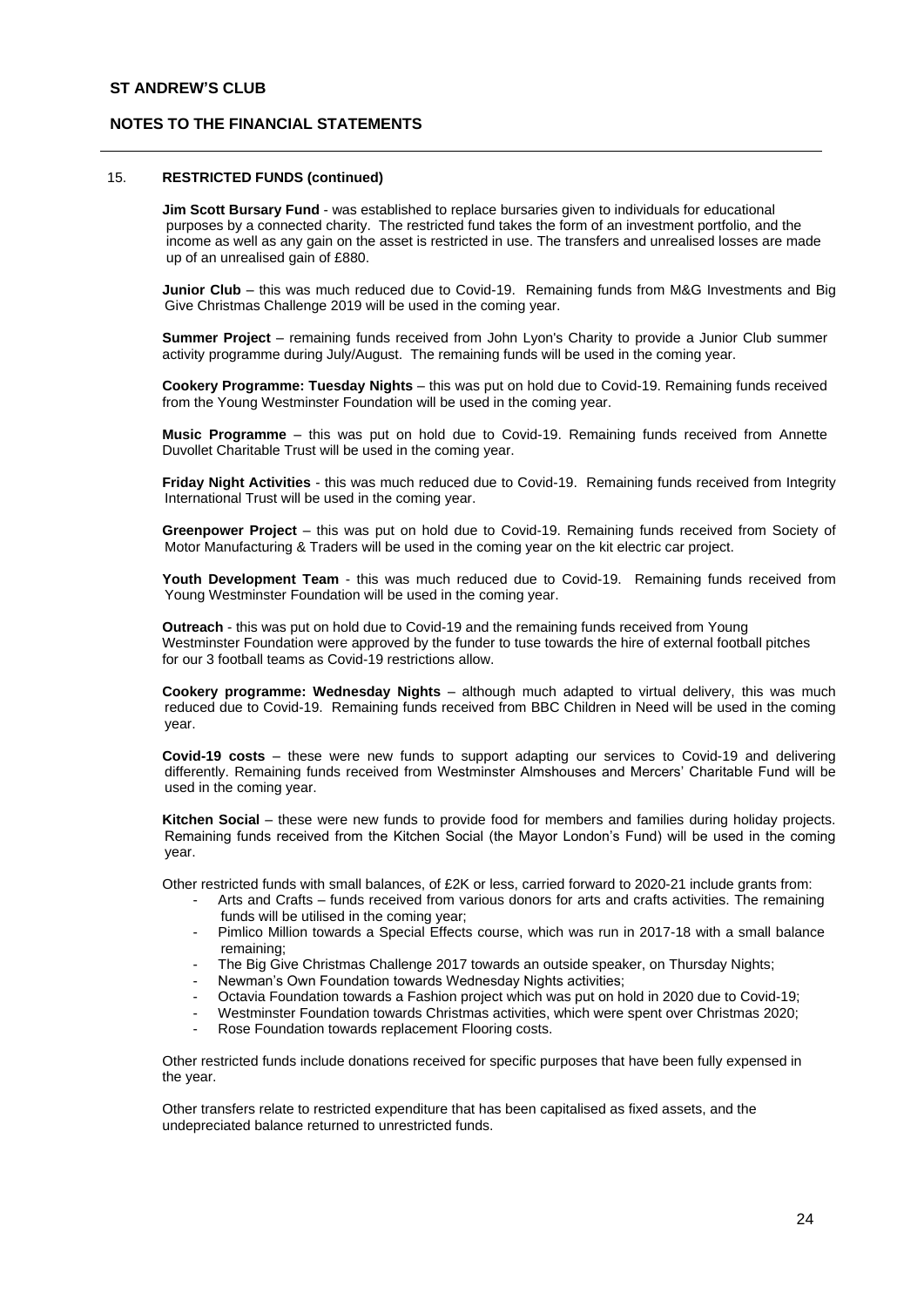## 15. RESTRICTED FUNDS (continued)

**Jim Scott Bursary Fund** - was established to replace bursaries given to individuals for educational purposes by a connected charity. The restricted fund takes the form of an investment portfolio, and the income as well as any gain on the asset is restricted in use. The transfers and unrealised losses are made up of an unrealised gain of £880.

**Junior Club** – this was much reduced due to Covid-19. Remaining funds from M&G Investments and Big Give Christmas Challenge 2019 will be used in the coming year.

**Summer Project** – remaining funds received from John Lyon's Charity to provide a Junior Club summer activity programme during July/August. The remaining funds will be used in the coming year.

**Cookery Programme: Tuesday Nights** – this was put on hold due to Covid-19. Remaining funds received from the Young Westminster Foundation will be used in the coming year.

**Music Programme** – this was put on hold due to Covid-19. Remaining funds received from Annette Duvollet Charitable Trust will be used in the coming year.

**Friday Night Activities** - this was much reduced due to Covid-19. Remaining funds received from Integrity International Trust will be used in the coming year.

**Greenpower Project** – this was put on hold due to Covid-19. Remaining funds received from Society of Motor Manufacturing & Traders will be used in the coming year on the kit electric car project.

**Youth Development Team** - this was much reduced due to Covid-19. Remaining funds received from Young Westminster Foundation will be used in the coming year.

**Outreach** - this was put on hold due to Covid-19 and the remaining funds received from Young Westminster Foundation were approved by the funder to tuse towards the hire of external football pitches for our 3 football teams as Covid-19 restrictions allow.

**Cookery programme: Wednesday Nights** – although much adapted to virtual delivery, this was much reduced due to Covid-19. Remaining funds received from BBC Children in Need will be used in the coming year.

**Covid-19 costs** – these were new funds to support adapting our services to Covid-19 and delivering differently. Remaining funds received from Westminster Almshouses and Mercers' Charitable Fund will be used in the coming year.

**Kitchen Social** – these were new funds to provide food for members and families during holiday projects. Remaining funds received from the Kitchen Social (the Mayor London's Fund) will be used in the coming year.

Other restricted funds with small balances, of £2K or less, carried forward to 2020-21 include grants from:

- Arts and Crafts – funds received from various donors for arts and crafts activities. The remaining funds will be utilised in the coming year;
- Pimlico Million towards a Special Effects course, which was run in 2017-18 with a small balance remaining;
- The Big Give Christmas Challenge 2017 towards an outside speaker, on Thursday Nights;
- Newman's Own Foundation towards Wednesday Nights activities;
- Octavia Foundation towards a Fashion project which was put on hold in 2020 due to Covid-19;
- Westminster Foundation towards Christmas activities, which were spent over Christmas 2020;
- Rose Foundation towards replacement Flooring costs.

Other restricted funds include donations received for specific purposes that have been fully expensed in the year.

Other transfers relate to restricted expenditure that has been capitalised as fixed assets, and the undepreciated balance returned to unrestricted funds.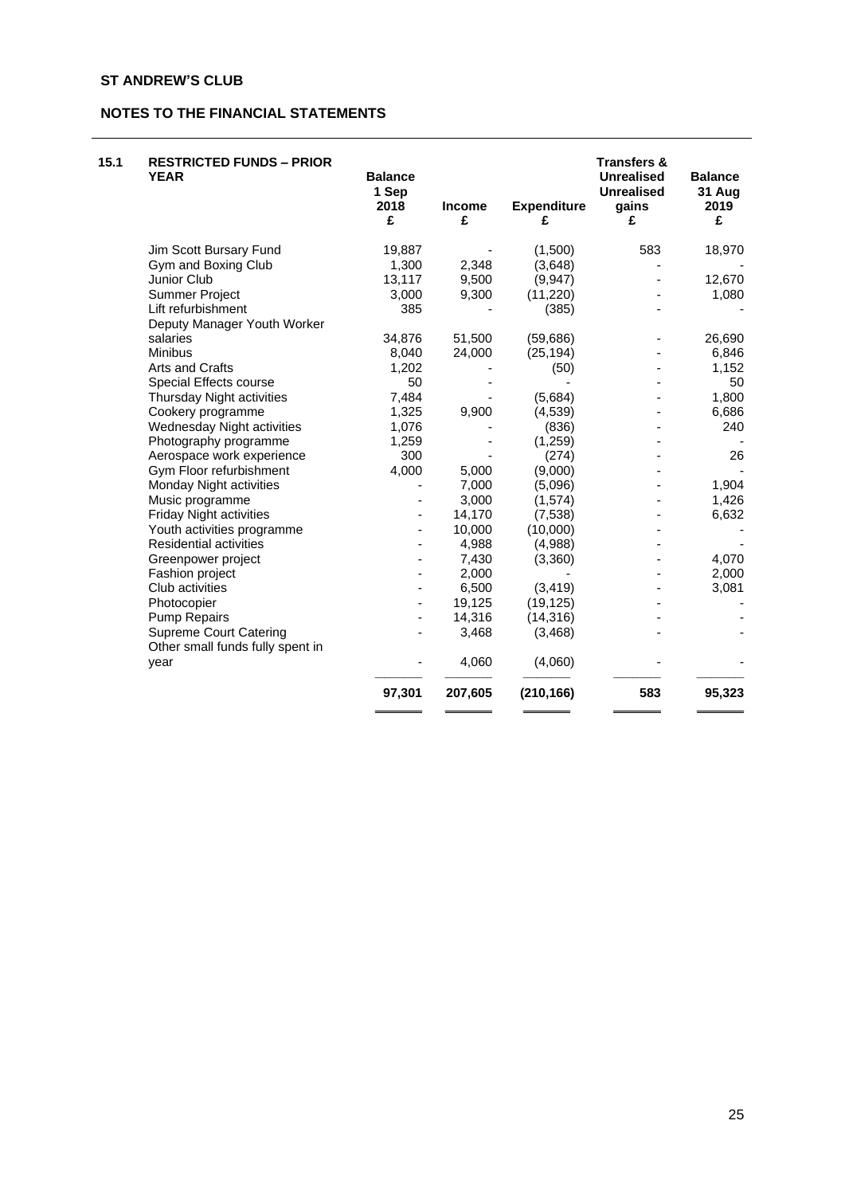**ST ANDREW'S CLUB**

**NOTES TO THE FINANCIAL STATEMENTS**

| 15.1 | RESTRICTED FUNDS – PRIOR YEAR | Balance 1 Sep 2018 £ | Income £ | Expenditure £ | Transfers & Unrealised Unrealised gains £ | Balance 31 Aug 2019 £ |
|---|---|---|---|---|---|---|
| | Jim Scott Bursary Fund | 19,887 | - | (1,500) | 583 | 18,970 |
| | Gym and Boxing Club | 1,300 | 2,348 | (3,648) | - | - |
| | Junior Club | 13,117 | 9,500 | (9,947) | - | 12,670 |
| | Summer Project | 3,000 | 9,300 | (11,220) | - | 1,080 |
| | Lift refurbishment | 385 | - | (385) | - | - |
| | Deputy Manager Youth Worker salaries | 34,876 | 51,500 | (59,686) | - | 26,690 |
| | Minibus | 8,040 | 24,000 | (25,194) | - | 6,846 |
| | Arts and Crafts | 1,202 | - | (50) | - | 1,152 |
| | Special Effects course | 50 | - | - | - | 50 |
| | Thursday Night activities | 7,484 | - | (5,684) | - | 1,800 |
| | Cookery programme | 1,325 | 9,900 | (4,539) | - | 6,686 |
| | Wednesday Night activities | 1,076 | - | (836) | - | 240 |
| | Photography programme | 1,259 | - | (1,259) | - | - |
| | Aerospace work experience | 300 | - | (274) | - | 26 |
| | Gym Floor refurbishment | 4,000 | 5,000 | (9,000) | - | - |
| | Monday Night activities | - | 7,000 | (5,096) | - | 1,904 |
| | Music programme | - | 3,000 | (1,574) | - | 1,426 |
| | Friday Night activities | - | 14,170 | (7,538) | - | 6,632 |
| | Youth activities programme | - | 10,000 | (10,000) | - | - |
| | Residential activities | - | 4,988 | (4,988) | - | - |
| | Greenpower project | - | 7,430 | (3,360) | - | 4,070 |
| | Fashion project | - | 2,000 | - | - | 2,000 |
| | Club activities | - | 6,500 | (3,419) | - | 3,081 |
| | Photocopier | - | 19,125 | (19,125) | - | - |
| | Pump Repairs | - | 14,316 | (14,316) | - | - |
| | Supreme Court Catering | - | 3,468 | (3,468) | - | - |
| | Other small funds fully spent in year | - | 4,060 | (4,060) | - | - |
| | | **97,301** | **207,605** | **(210,166)** | **583** | **95,323** |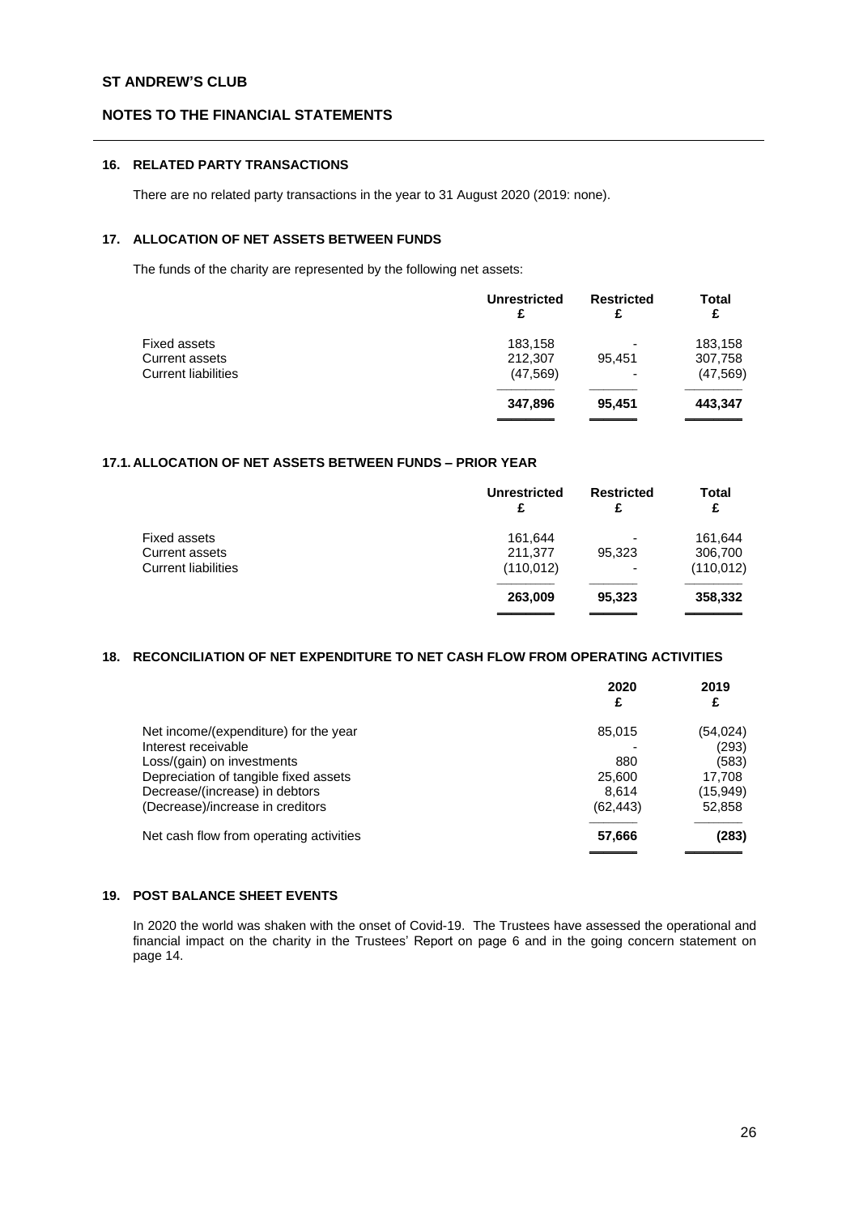## 16. RELATED PARTY TRANSACTIONS

There are no related party transactions in the year to 31 August 2020 (2019: none).

## 17. ALLOCATION OF NET ASSETS BETWEEN FUNDS

The funds of the charity are represented by the following net assets:

| | Unrestricted £ | Restricted £ | Total £ |
|---|---|---|---|
| Fixed assets | 183,158 | - | 183,158 |
| Current assets | 212,307 | 95,451 | 307,758 |
| Current liabilities | (47,569) | - | (47,569) |
| | **347,896** | **95,451** | **443,347** |

## 17.1. ALLOCATION OF NET ASSETS BETWEEN FUNDS – PRIOR YEAR

| | Unrestricted £ | Restricted £ | Total £ |
|---|---|---|---|
| Fixed assets | 161,644 | - | 161,644 |
| Current assets | 211,377 | 95,323 | 306,700 |
| Current liabilities | (110,012) | - | (110,012) |
| | **263,009** | **95,323** | **358,332** |

## 18. RECONCILIATION OF NET EXPENDITURE TO NET CASH FLOW FROM OPERATING ACTIVITIES

| | 2020 £ | 2019 £ |
|---|---|---|
| Net income/(expenditure) for the year | 85,015 | (54,024) |
| Interest receivable | - | (293) |
| Loss/(gain) on investments | 880 | (583) |
| Depreciation of tangible fixed assets | 25,600 | 17,708 |
| Decrease/(increase) in debtors | 8,614 | (15,949) |
| (Decrease)/increase in creditors | (62,443) | 52,858 |
| Net cash flow from operating activities | **57,666** | **(283)** |

## 19. POST BALANCE SHEET EVENTS

In 2020 the world was shaken with the onset of Covid-19. The Trustees have assessed the operational and financial impact on the charity in the Trustees' Report on page 6 and in the going concern statement on page 14.